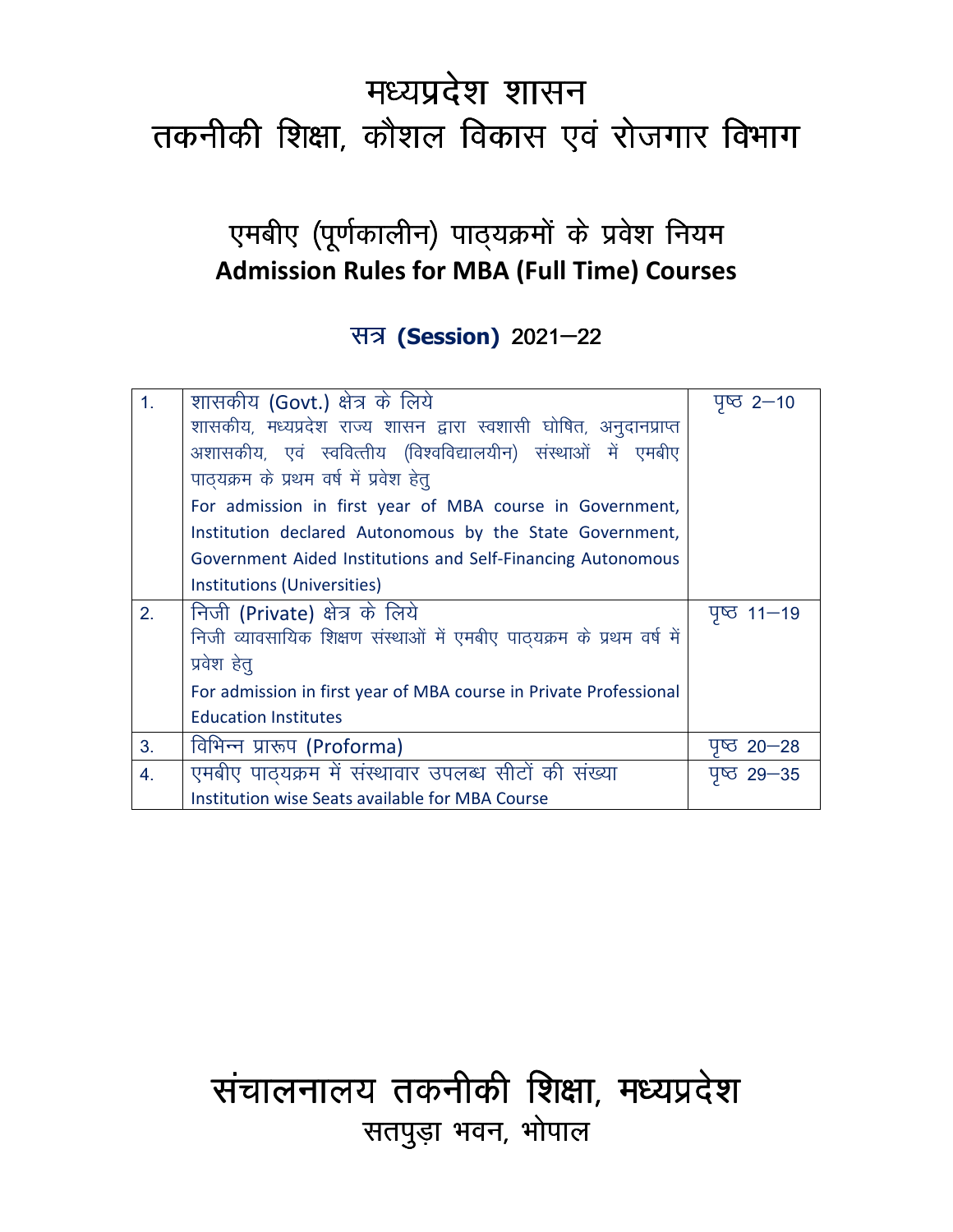# मध्यप्रदेश शासन
# तकनीकी शिक्षा, कौशल विकास एवं रोजगार विभाग

## एमबीए (पूर्णकालीन) पाठ्यक्रमों के प्रवेश नियम
## Admission Rules for MBA (Full Time) Courses

### सत्र **(Session)** 2021–22

| | | |
|---|---|---|
| 1. | शासकीय (Govt.) क्षेत्र के लिये<br>शासकीय, मध्यप्रदेश राज्य शासन द्वारा स्वशासी घोषित, अनुदानप्राप्त अशासकीय, एवं स्ववित्तीय (विश्वविद्यालयीन) संस्थाओं में एमबीए पाठ्यक्रम के प्रथम वर्ष में प्रवेश हेतु<br>For admission in first year of MBA course in Government, Institution declared Autonomous by the State Government, Government Aided Institutions and Self-Financing Autonomous Institutions (Universities) | पृष्ठ 2–10 |
| 2. | निजी (Private) क्षेत्र के लिये<br>निजी व्यावसायिक शिक्षण संस्थाओं में एमबीए पाठ्यक्रम के प्रथम वर्ष में प्रवेश हेतु<br>For admission in first year of MBA course in Private Professional Education Institutes | पृष्ठ 11–19 |
| 3. | विभिन्न प्रारूप (Proforma) | पृष्ठ 20–28 |
| 4. | एमबीए पाठ्यक्रम में संस्थावार उपलब्ध सीटों की संख्या<br>Institution wise Seats available for MBA Course | पृष्ठ 29–35 |

# संचालनालय तकनीकी शिक्षा, मध्यप्रदेश
## सतपुड़ा भवन, भोपाल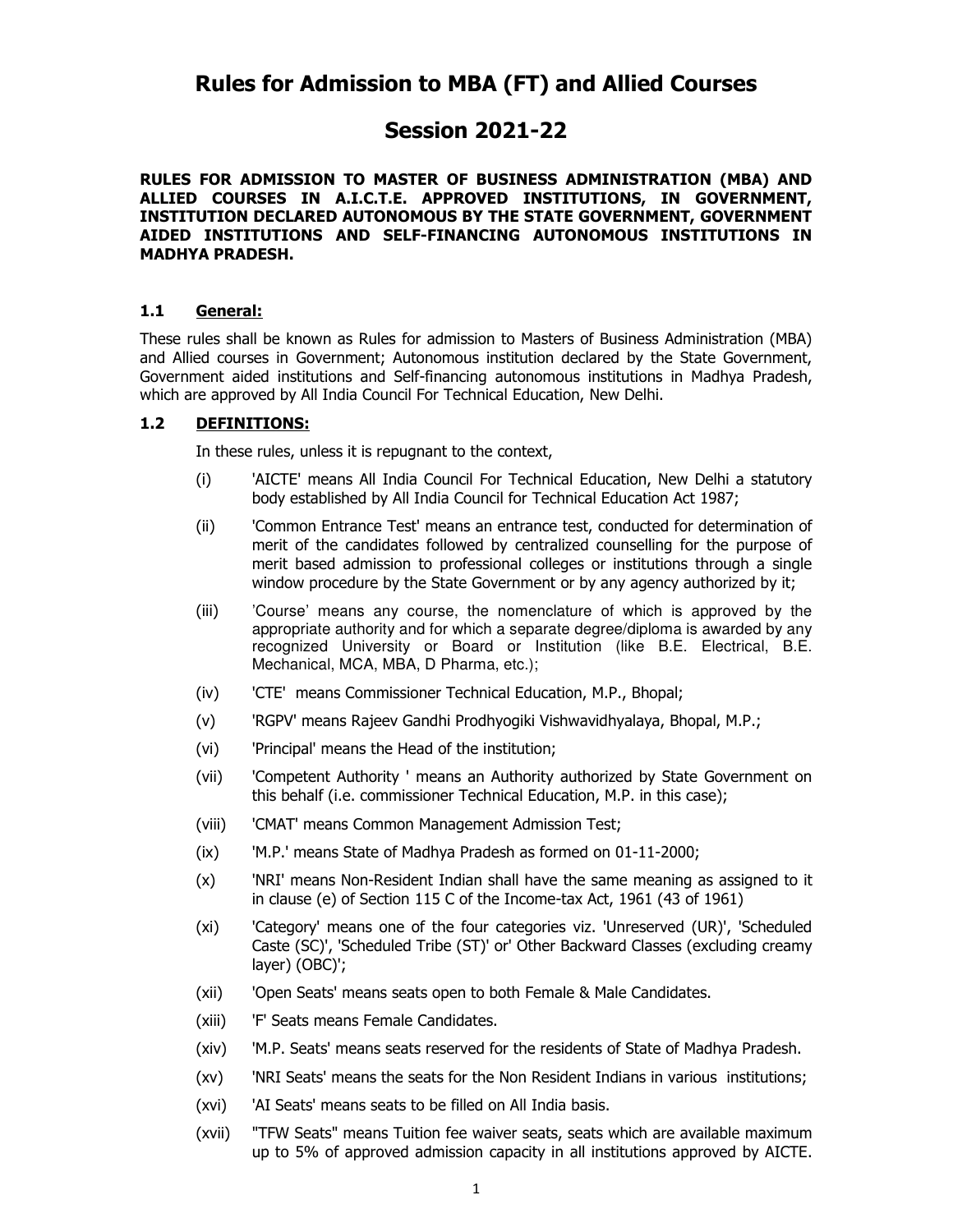# Rules for Admission to MBA (FT) and Allied Courses

# Session 2021-22

**RULES FOR ADMISSION TO MASTER OF BUSINESS ADMINISTRATION (MBA) AND ALLIED COURSES IN A.I.C.T.E. APPROVED INSTITUTIONS, IN GOVERNMENT, INSTITUTION DECLARED AUTONOMOUS BY THE STATE GOVERNMENT, GOVERNMENT AIDED INSTITUTIONS AND SELF-FINANCING AUTONOMOUS INSTITUTIONS IN MADHYA PRADESH.**

### 1.1 General:

These rules shall be known as Rules for admission to Masters of Business Administration (MBA) and Allied courses in Government; Autonomous institution declared by the State Government, Government aided institutions and Self-financing autonomous institutions in Madhya Pradesh, which are approved by All India Council For Technical Education, New Delhi.

### 1.2 DEFINITIONS:

In these rules, unless it is repugnant to the context,

- (i) 'AICTE' means All India Council For Technical Education, New Delhi a statutory body established by All India Council for Technical Education Act 1987;
- (ii) 'Common Entrance Test' means an entrance test, conducted for determination of merit of the candidates followed by centralized counselling for the purpose of merit based admission to professional colleges or institutions through a single window procedure by the State Government or by any agency authorized by it;
- (iii) 'Course' means any course, the nomenclature of which is approved by the appropriate authority and for which a separate degree/diploma is awarded by any recognized University or Board or Institution (like B.E. Electrical, B.E. Mechanical, MCA, MBA, D Pharma, etc.);
- (iv) 'CTE' means Commissioner Technical Education, M.P., Bhopal;
- (v) 'RGPV' means Rajeev Gandhi Prodhyogiki Vishwavidhyalaya, Bhopal, M.P.;
- (vi) 'Principal' means the Head of the institution;
- (vii) 'Competent Authority ' means an Authority authorized by State Government on this behalf (i.e. commissioner Technical Education, M.P. in this case);
- (viii) 'CMAT' means Common Management Admission Test;
- (ix) 'M.P.' means State of Madhya Pradesh as formed on 01-11-2000;
- (x) 'NRI' means Non-Resident Indian shall have the same meaning as assigned to it in clause (e) of Section 115 C of the Income-tax Act, 1961 (43 of 1961)
- (xi) 'Category' means one of the four categories viz. 'Unreserved (UR)', 'Scheduled Caste (SC)', 'Scheduled Tribe (ST)' or' Other Backward Classes (excluding creamy layer) (OBC)';
- (xii) 'Open Seats' means seats open to both Female & Male Candidates.
- (xiii) 'F' Seats means Female Candidates.
- (xiv) 'M.P. Seats' means seats reserved for the residents of State of Madhya Pradesh.
- (xv) 'NRI Seats' means the seats for the Non Resident Indians in various institutions;
- (xvi) 'AI Seats' means seats to be filled on All India basis.
- (xvii) "TFW Seats" means Tuition fee waiver seats, seats which are available maximum up to 5% of approved admission capacity in all institutions approved by AICTE.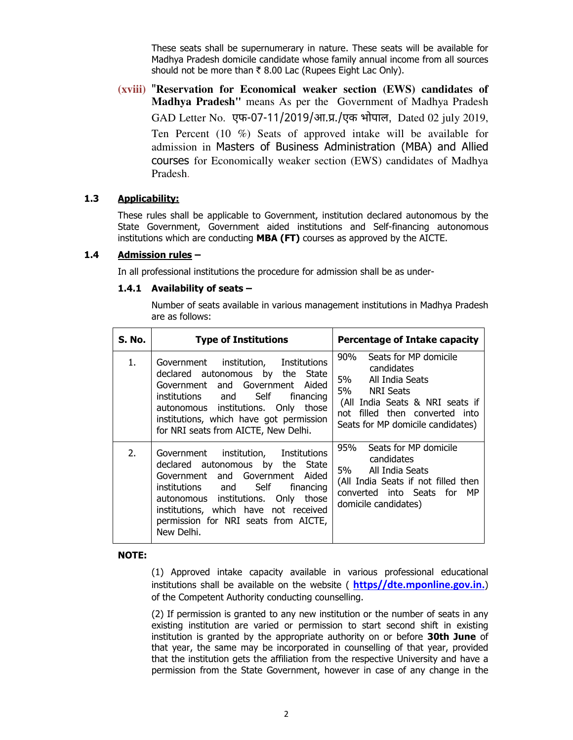These seats shall be supernumerary in nature. These seats will be available for Madhya Pradesh domicile candidate whose family annual income from all sources should not be more than ₹ 8.00 Lac (Rupees Eight Lac Only).

**(xviii)** "**Reservation for Economical weaker section (EWS) candidates of Madhya Pradesh**" means As per the Government of Madhya Pradesh GAD Letter No. एफ-07-11/2019/आ.प्र./एक भोपाल, Dated 02 july 2019, Ten Percent (10 %) Seats of approved intake will be available for admission in Masters of Business Administration (MBA) and Allied courses for Economically weaker section (EWS) candidates of Madhya Pradesh.

### 1.3 Applicability:

These rules shall be applicable to Government, institution declared autonomous by the State Government, Government aided institutions and Self-financing autonomous institutions which are conducting **MBA (FT)** courses as approved by the AICTE.

### 1.4 Admission rules –

In all professional institutions the procedure for admission shall be as under-

#### 1.4.1 Availability of seats –

Number of seats available in various management institutions in Madhya Pradesh are as follows:

| S. No. | Type of Institutions | Percentage of Intake capacity |
|---|---|---|
| 1. | Government institution, Institutions declared autonomous by the State Government and Government Aided institutions and Self financing autonomous institutions. Only those institutions, which have got permission for NRI seats from AICTE, New Delhi. | 90% Seats for MP domicile candidates<br>5% All India Seats<br>5% NRI Seats<br>(All India Seats & NRI seats if not filled then converted into Seats for MP domicile candidates) |
| 2. | Government institution, Institutions declared autonomous by the State Government and Government Aided institutions and Self financing autonomous institutions. Only those institutions, which have not received permission for NRI seats from AICTE, New Delhi. | 95% Seats for MP domicile candidates<br>5% All India Seats<br>(All India Seats if not filled then converted into Seats for MP domicile candidates) |

**NOTE:**

(1) Approved intake capacity available in various professional educational institutions shall be available on the website ( **https//dte.mponline.gov.in.**) of the Competent Authority conducting counselling.

(2) If permission is granted to any new institution or the number of seats in any existing institution are varied or permission to start second shift in existing institution is granted by the appropriate authority on or before **30th June** of that year, the same may be incorporated in counselling of that year, provided that the institution gets the affiliation from the respective University and have a permission from the State Government, however in case of any change in the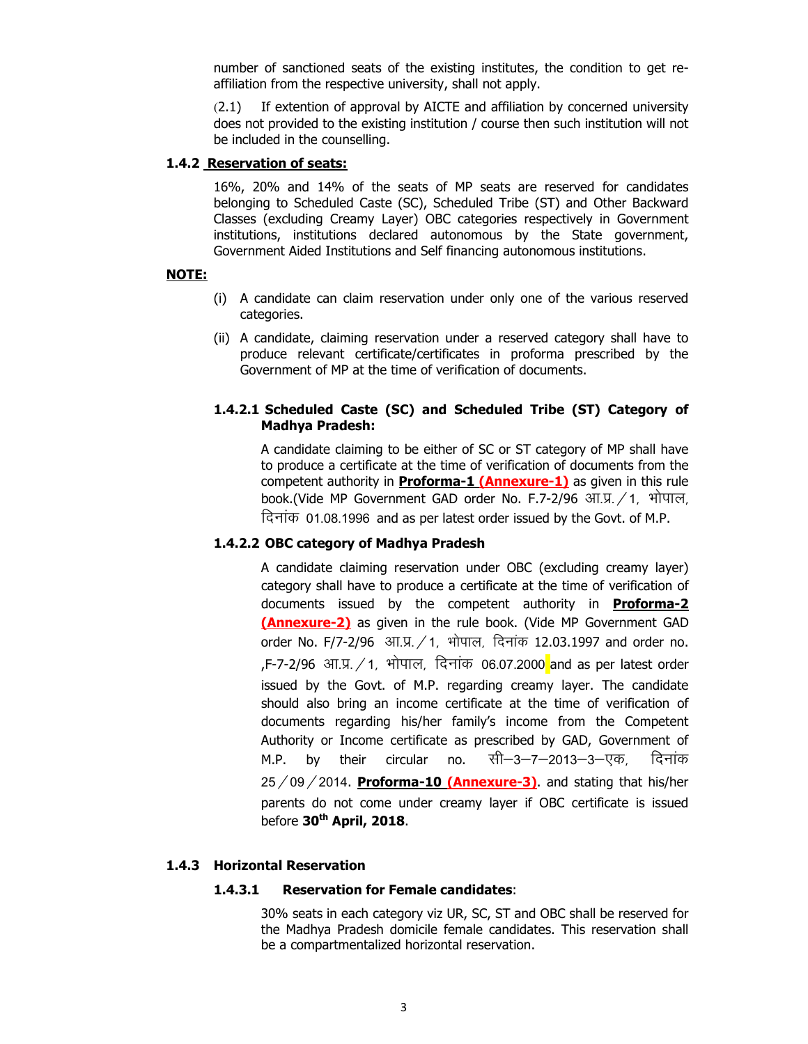number of sanctioned seats of the existing institutes, the condition to get re-affiliation from the respective university, shall not apply.

(2.1) If extention of approval by AICTE and affiliation by concerned university does not provided to the existing institution / course then such institution will not be included in the counselling.

### 1.4.2 Reservation of seats:

16%, 20% and 14% of the seats of MP seats are reserved for candidates belonging to Scheduled Caste (SC), Scheduled Tribe (ST) and Other Backward Classes (excluding Creamy Layer) OBC categories respectively in Government institutions, institutions declared autonomous by the State government, Government Aided Institutions and Self financing autonomous institutions.

**NOTE:**

(i) A candidate can claim reservation under only one of the various reserved categories.

(ii) A candidate, claiming reservation under a reserved category shall have to produce relevant certificate/certificates in proforma prescribed by the Government of MP at the time of verification of documents.

#### 1.4.2.1 Scheduled Caste (SC) and Scheduled Tribe (ST) Category of Madhya Pradesh:

A candidate claiming to be either of SC or ST category of MP shall have to produce a certificate at the time of verification of documents from the competent authority in **Proforma-1 (Annexure-1)** as given in this rule book.(Vide MP Government GAD order No. F.7-2/96 आ.प्र./1, भोपाल, दिनांक 01.08.1996 and as per latest order issued by the Govt. of M.P.

#### 1.4.2.2 OBC category of Madhya Pradesh

A candidate claiming reservation under OBC (excluding creamy layer) category shall have to produce a certificate at the time of verification of documents issued by the competent authority in **Proforma-2 (Annexure-2)** as given in the rule book. (Vide MP Government GAD order No. F/7-2/96 आ.प्र./1, भोपाल, दिनांक 12.03.1997 and order no. ,F-7-2/96 आ.प्र./1, भोपाल, दिनांक 06.07.2000 and as per latest order issued by the Govt. of M.P. regarding creamy layer. The candidate should also bring an income certificate at the time of verification of documents regarding his/her family's income from the Competent Authority or Income certificate as prescribed by GAD, Government of M.P. by their circular no. सी–3–7–2013–3–एक, दिनांक 25/09/2014. **Proforma-10 (Annexure-3)**. and stating that his/her parents do not come under creamy layer if OBC certificate is issued before **30th April, 2018**.

### 1.4.3 Horizontal Reservation

#### 1.4.3.1 Reservation for Female candidates:

30% seats in each category viz UR, SC, ST and OBC shall be reserved for the Madhya Pradesh domicile female candidates. This reservation shall be a compartmentalized horizontal reservation.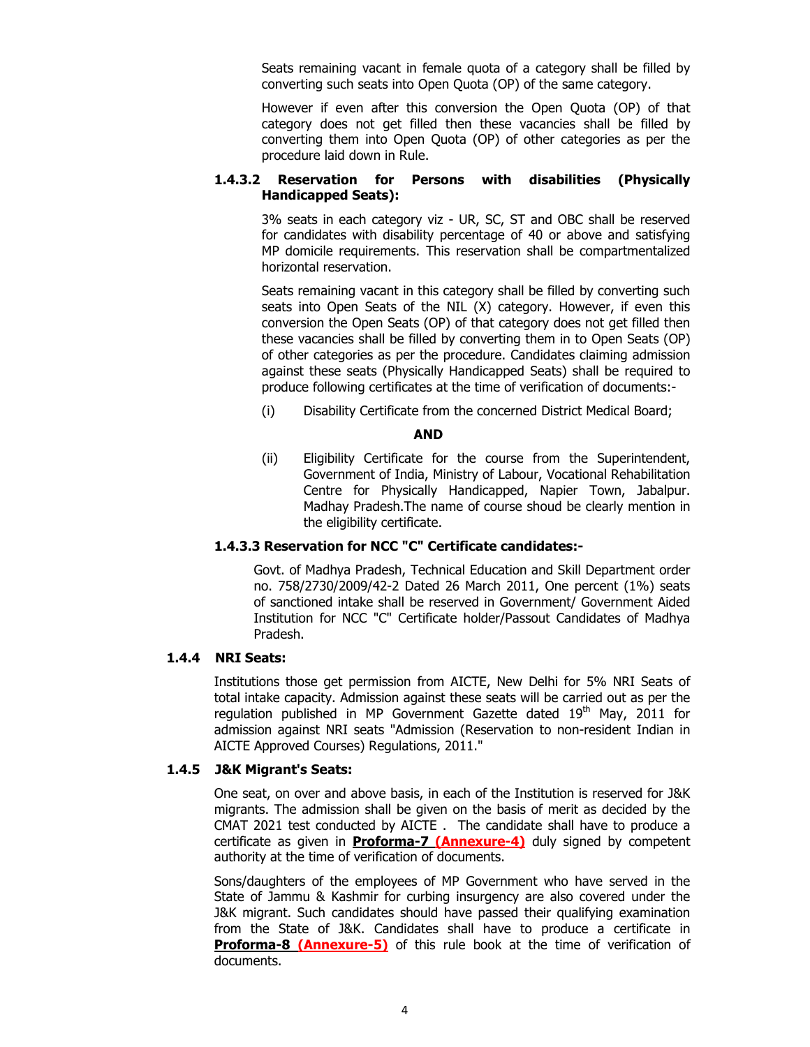Seats remaining vacant in female quota of a category shall be filled by converting such seats into Open Quota (OP) of the same category.

However if even after this conversion the Open Quota (OP) of that category does not get filled then these vacancies shall be filled by converting them into Open Quota (OP) of other categories as per the procedure laid down in Rule.

#### 1.4.3.2 Reservation for Persons with disabilities (Physically Handicapped Seats):

3% seats in each category viz - UR, SC, ST and OBC shall be reserved for candidates with disability percentage of 40 or above and satisfying MP domicile requirements. This reservation shall be compartmentalized horizontal reservation.

Seats remaining vacant in this category shall be filled by converting such seats into Open Seats of the NIL (X) category. However, if even this conversion the Open Seats (OP) of that category does not get filled then these vacancies shall be filled by converting them in to Open Seats (OP) of other categories as per the procedure. Candidates claiming admission against these seats (Physically Handicapped Seats) shall be required to produce following certificates at the time of verification of documents:-

(i) Disability Certificate from the concerned District Medical Board;

**AND**

(ii) Eligibility Certificate for the course from the Superintendent, Government of India, Ministry of Labour, Vocational Rehabilitation Centre for Physically Handicapped, Napier Town, Jabalpur. Madhay Pradesh.The name of course shoud be clearly mention in the eligibility certificate.

#### 1.4.3.3 Reservation for NCC "C" Certificate candidates:-

Govt. of Madhya Pradesh, Technical Education and Skill Department order no. 758/2730/2009/42-2 Dated 26 March 2011, One percent (1%) seats of sanctioned intake shall be reserved in Government/ Government Aided Institution for NCC "C" Certificate holder/Passout Candidates of Madhya Pradesh.

### 1.4.4 NRI Seats:

Institutions those get permission from AICTE, New Delhi for 5% NRI Seats of total intake capacity. Admission against these seats will be carried out as per the regulation published in MP Government Gazette dated 19th May, 2011 for admission against NRI seats "Admission (Reservation to non-resident Indian in AICTE Approved Courses) Regulations, 2011."

### 1.4.5 J&K Migrant's Seats:

One seat, on over and above basis, in each of the Institution is reserved for J&K migrants. The admission shall be given on the basis of merit as decided by the CMAT 2021 test conducted by AICTE . The candidate shall have to produce a certificate as given in **Proforma-7 (Annexure-4)** duly signed by competent authority at the time of verification of documents.

Sons/daughters of the employees of MP Government who have served in the State of Jammu & Kashmir for curbing insurgency are also covered under the J&K migrant. Such candidates should have passed their qualifying examination from the State of J&K. Candidates shall have to produce a certificate in **Proforma-8 (Annexure-5)** of this rule book at the time of verification of documents.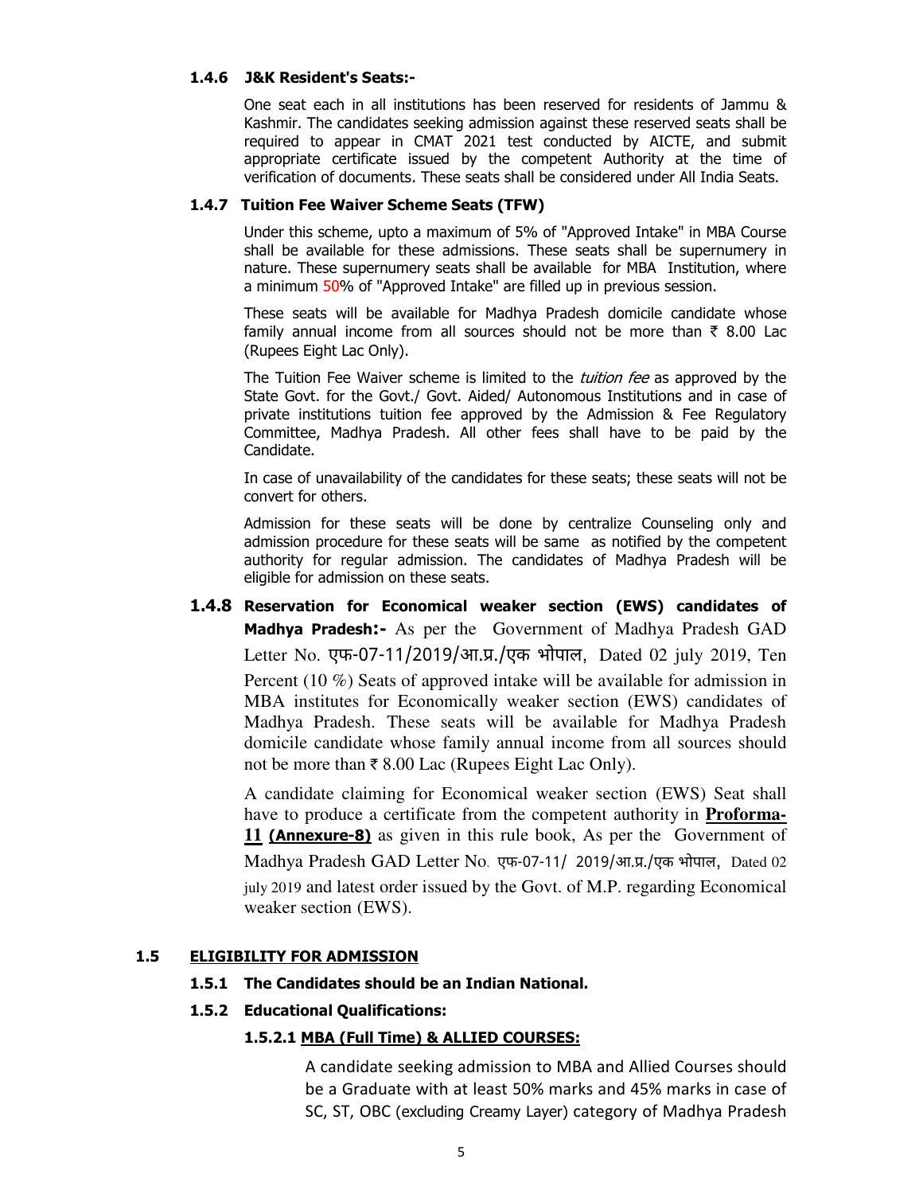#### 1.4.6 J&K Resident's Seats:-

One seat each in all institutions has been reserved for residents of Jammu & Kashmir. The candidates seeking admission against these reserved seats shall be required to appear in CMAT 2021 test conducted by AICTE, and submit appropriate certificate issued by the competent Authority at the time of verification of documents. These seats shall be considered under All India Seats.

#### 1.4.7 Tuition Fee Waiver Scheme Seats (TFW)

Under this scheme, upto a maximum of 5% of "Approved Intake" in MBA Course shall be available for these admissions. These seats shall be supernumery in nature. These supernumery seats shall be available for MBA Institution, where a minimum 50% of "Approved Intake" are filled up in previous session.

These seats will be available for Madhya Pradesh domicile candidate whose family annual income from all sources should not be more than ₹ 8.00 Lac (Rupees Eight Lac Only).

The Tuition Fee Waiver scheme is limited to the *tuition fee* as approved by the State Govt. for the Govt./ Govt. Aided/ Autonomous Institutions and in case of private institutions tuition fee approved by the Admission & Fee Regulatory Committee, Madhya Pradesh. All other fees shall have to be paid by the Candidate.

In case of unavailability of the candidates for these seats; these seats will not be convert for others.

Admission for these seats will be done by centralize Counseling only and admission procedure for these seats will be same as notified by the competent authority for regular admission. The candidates of Madhya Pradesh will be eligible for admission on these seats.

#### 1.4.8 Reservation for Economical weaker section (EWS) candidates of Madhya Pradesh:-

As per the Government of Madhya Pradesh GAD Letter No. एफ-07-11/2019/आ.प्र./एक भोपाल, Dated 02 july 2019, Ten Percent (10 %) Seats of approved intake will be available for admission in MBA institutes for Economically weaker section (EWS) candidates of Madhya Pradesh. These seats will be available for Madhya Pradesh domicile candidate whose family annual income from all sources should not be more than ₹ 8.00 Lac (Rupees Eight Lac Only).

A candidate claiming for Economical weaker section (EWS) Seat shall have to produce a certificate from the competent authority in **Proforma-11** **(Annexure-8)** as given in this rule book, As per the Government of Madhya Pradesh GAD Letter No. एफ-07-11/ 2019/आ.प्र./एक भोपाल, Dated 02 july 2019 and latest order issued by the Govt. of M.P. regarding Economical weaker section (EWS).

## 1.5 ELIGIBILITY FOR ADMISSION

### 1.5.1 The Candidates should be an Indian National.

### 1.5.2 Educational Qualifications:

#### 1.5.2.1 MBA (Full Time) & ALLIED COURSES:

A candidate seeking admission to MBA and Allied Courses should be a Graduate with at least 50% marks and 45% marks in case of SC, ST, OBC (excluding Creamy Layer) category of Madhya Pradesh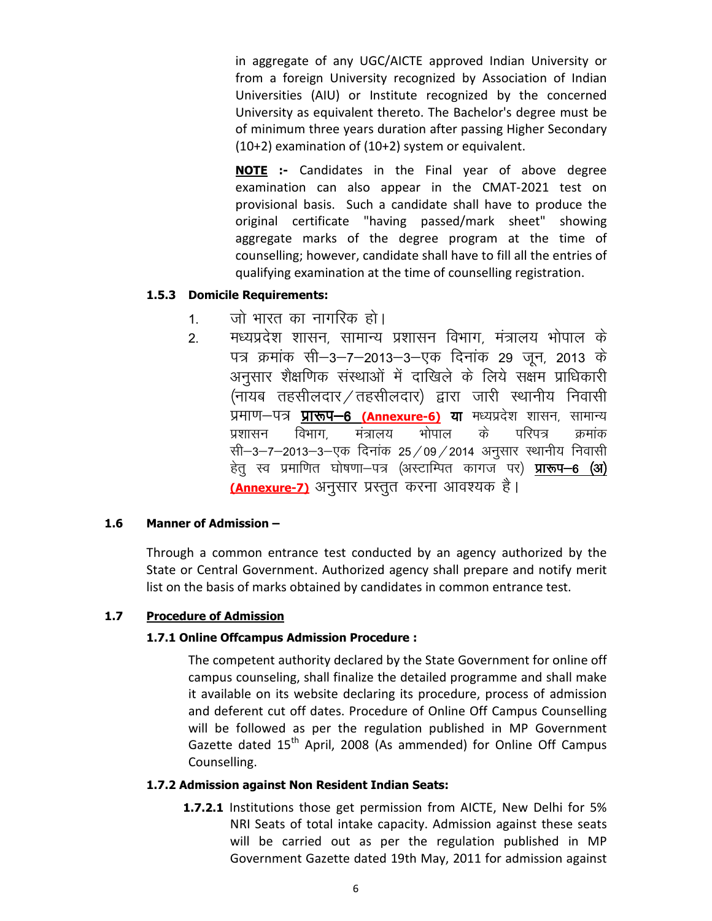in aggregate of any UGC/AICTE approved Indian University or from a foreign University recognized by Association of Indian Universities (AIU) or Institute recognized by the concerned University as equivalent thereto. The Bachelor's degree must be of minimum three years duration after passing Higher Secondary (10+2) examination of (10+2) system or equivalent.

**NOTE :-** Candidates in the Final year of above degree examination can also appear in the CMAT-2021 test on provisional basis. Such a candidate shall have to produce the original certificate "having passed/mark sheet" showing aggregate marks of the degree program at the time of counselling; however, candidate shall have to fill all the entries of qualifying examination at the time of counselling registration.

### 1.5.3 Domicile Requirements:

1. जो भारत का नागरिक हो।
2. मध्यप्रदेश शासन, सामान्य प्रशासन विभाग, मंत्रालय भोपाल के पत्र क्रमांक सी–3–7–2013–3–एक दिनांक 29 जून, 2013 के अनुसार शैक्षणिक संस्थाओं में दाखिले के लिये सक्षम प्राधिकारी (नायब तहसीलदार/तहसीलदार) द्वारा जारी स्थानीय निवासी प्रमाण–पत्र **प्रारूप–6 (Annexure-6) या** मध्यप्रदेश शासन, सामान्य प्रशासन विभाग, मंत्रालय भोपाल के परिपत्र क्रमांक सी–3–7–2013–3–एक दिनांक 25/09/2014 अनुसार स्थानीय निवासी हेतु स्व प्रमाणित घोषणा–पत्र (अस्टाम्पित कागज पर) **प्रारूप–6 (अ) (Annexure-7)** अनुसार प्रस्तुत करना आवश्यक है।

## 1.6 Manner of Admission –

Through a common entrance test conducted by an agency authorized by the State or Central Government. Authorized agency shall prepare and notify merit list on the basis of marks obtained by candidates in common entrance test.

## 1.7 Procedure of Admission

### 1.7.1 Online Offcampus Admission Procedure :

The competent authority declared by the State Government for online off campus counseling, shall finalize the detailed programme and shall make it available on its website declaring its procedure, process of admission and deferent cut off dates. Procedure of Online Off Campus Counselling will be followed as per the regulation published in MP Government Gazette dated 15th April, 2008 (As ammended) for Online Off Campus Counselling.

### 1.7.2 Admission against Non Resident Indian Seats:

**1.7.2.1** Institutions those get permission from AICTE, New Delhi for 5% NRI Seats of total intake capacity. Admission against these seats will be carried out as per the regulation published in MP Government Gazette dated 19th May, 2011 for admission against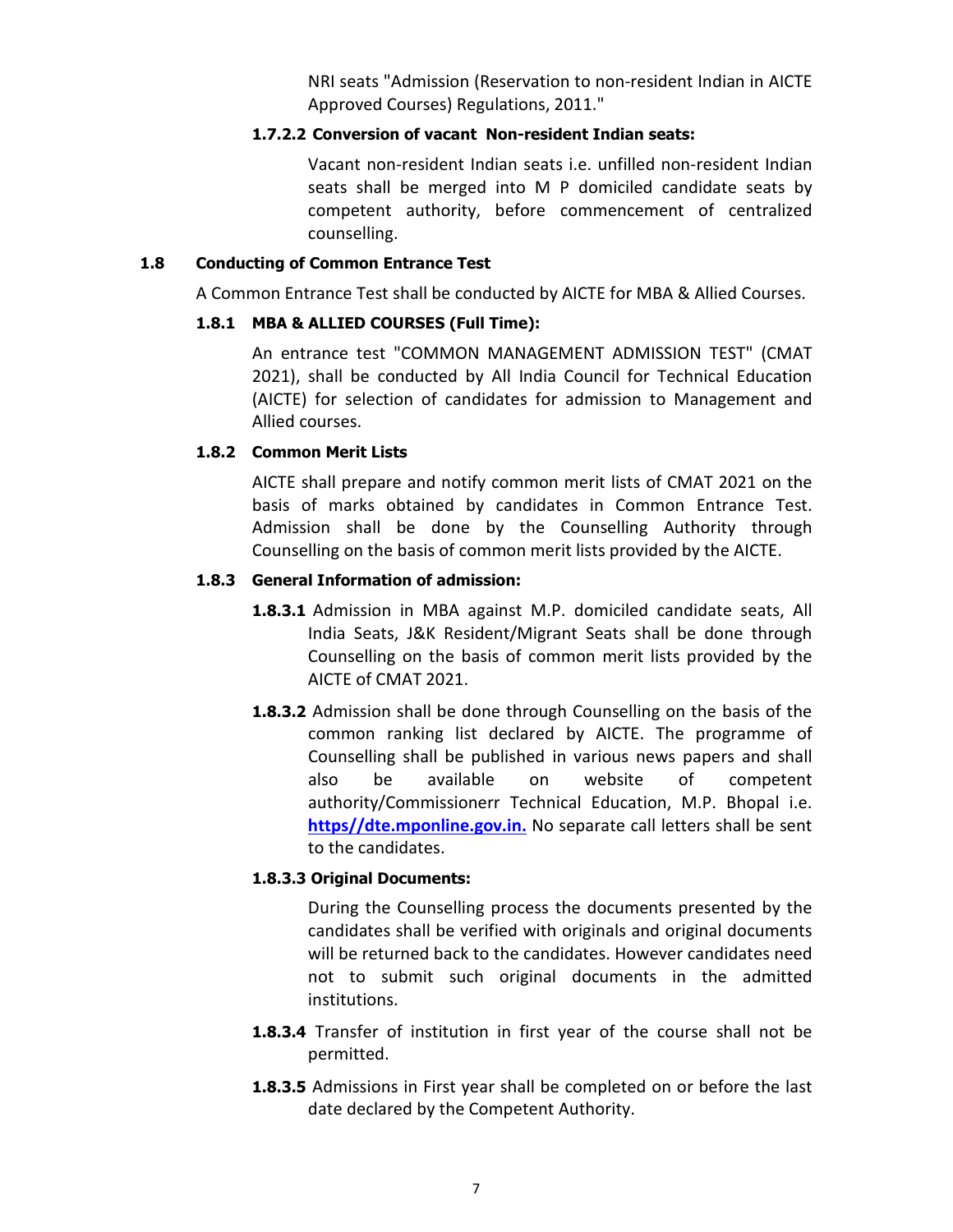NRI seats "Admission (Reservation to non-resident Indian in AICTE Approved Courses) Regulations, 2011."

#### 1.7.2.2 Conversion of vacant Non-resident Indian seats:

Vacant non-resident Indian seats i.e. unfilled non-resident Indian seats shall be merged into M P domiciled candidate seats by competent authority, before commencement of centralized counselling.

## 1.8 Conducting of Common Entrance Test

A Common Entrance Test shall be conducted by AICTE for MBA & Allied Courses.

### 1.8.1 MBA & ALLIED COURSES (Full Time):

An entrance test "COMMON MANAGEMENT ADMISSION TEST" (CMAT 2021), shall be conducted by All India Council for Technical Education (AICTE) for selection of candidates for admission to Management and Allied courses.

### 1.8.2 Common Merit Lists

AICTE shall prepare and notify common merit lists of CMAT 2021 on the basis of marks obtained by candidates in Common Entrance Test. Admission shall be done by the Counselling Authority through Counselling on the basis of common merit lists provided by the AICTE.

### 1.8.3 General Information of admission:

**1.8.3.1** Admission in MBA against M.P. domiciled candidate seats, All India Seats, J&K Resident/Migrant Seats shall be done through Counselling on the basis of common merit lists provided by the AICTE of CMAT 2021.

**1.8.3.2** Admission shall be done through Counselling on the basis of the common ranking list declared by AICTE. The programme of Counselling shall be published in various news papers and shall also be available on website of competent authority/Commissionerr Technical Education, M.P. Bhopal i.e. **https//dte.mponline.gov.in.** No separate call letters shall be sent to the candidates.

#### 1.8.3.3 Original Documents:

During the Counselling process the documents presented by the candidates shall be verified with originals and original documents will be returned back to the candidates. However candidates need not to submit such original documents in the admitted institutions.

**1.8.3.4** Transfer of institution in first year of the course shall not be permitted.

**1.8.3.5** Admissions in First year shall be completed on or before the last date declared by the Competent Authority.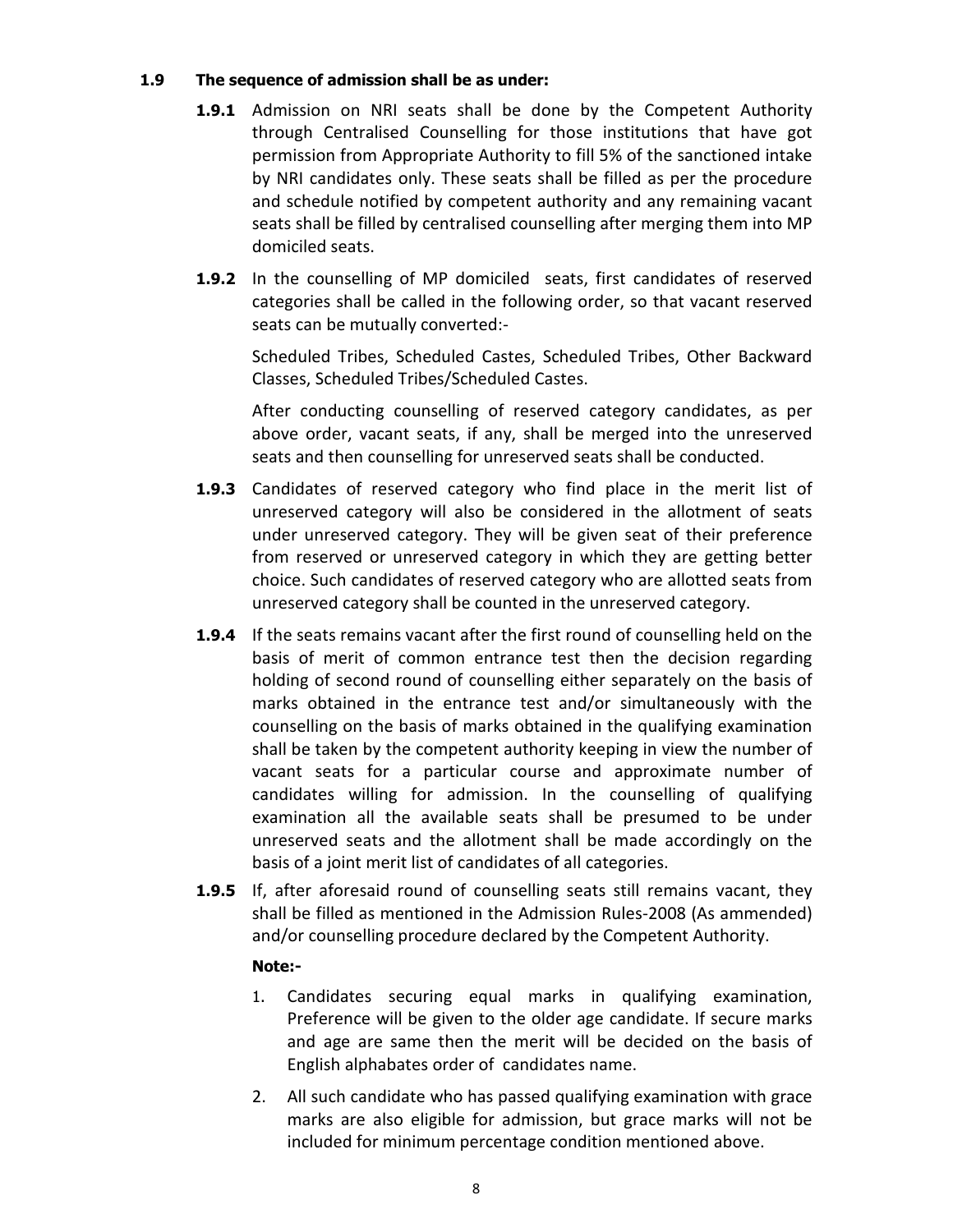**1.9 The sequence of admission shall be as under:**

**1.9.1** Admission on NRI seats shall be done by the Competent Authority through Centralised Counselling for those institutions that have got permission from Appropriate Authority to fill 5% of the sanctioned intake by NRI candidates only. These seats shall be filled as per the procedure and schedule notified by competent authority and any remaining vacant seats shall be filled by centralised counselling after merging them into MP domiciled seats.

**1.9.2** In the counselling of MP domiciled seats, first candidates of reserved categories shall be called in the following order, so that vacant reserved seats can be mutually converted:-

Scheduled Tribes, Scheduled Castes, Scheduled Tribes, Other Backward Classes, Scheduled Tribes/Scheduled Castes.

After conducting counselling of reserved category candidates, as per above order, vacant seats, if any, shall be merged into the unreserved seats and then counselling for unreserved seats shall be conducted.

**1.9.3** Candidates of reserved category who find place in the merit list of unreserved category will also be considered in the allotment of seats under unreserved category. They will be given seat of their preference from reserved or unreserved category in which they are getting better choice. Such candidates of reserved category who are allotted seats from unreserved category shall be counted in the unreserved category.

**1.9.4** If the seats remains vacant after the first round of counselling held on the basis of merit of common entrance test then the decision regarding holding of second round of counselling either separately on the basis of marks obtained in the entrance test and/or simultaneously with the counselling on the basis of marks obtained in the qualifying examination shall be taken by the competent authority keeping in view the number of vacant seats for a particular course and approximate number of candidates willing for admission. In the counselling of qualifying examination all the available seats shall be presumed to be under unreserved seats and the allotment shall be made accordingly on the basis of a joint merit list of candidates of all categories.

**1.9.5** If, after aforesaid round of counselling seats still remains vacant, they shall be filled as mentioned in the Admission Rules-2008 (As ammended) and/or counselling procedure declared by the Competent Authority.

**Note:-**

1. Candidates securing equal marks in qualifying examination, Preference will be given to the older age candidate. If secure marks and age are same then the merit will be decided on the basis of English alphabates order of candidates name.
2. All such candidate who has passed qualifying examination with grace marks are also eligible for admission, but grace marks will not be included for minimum percentage condition mentioned above.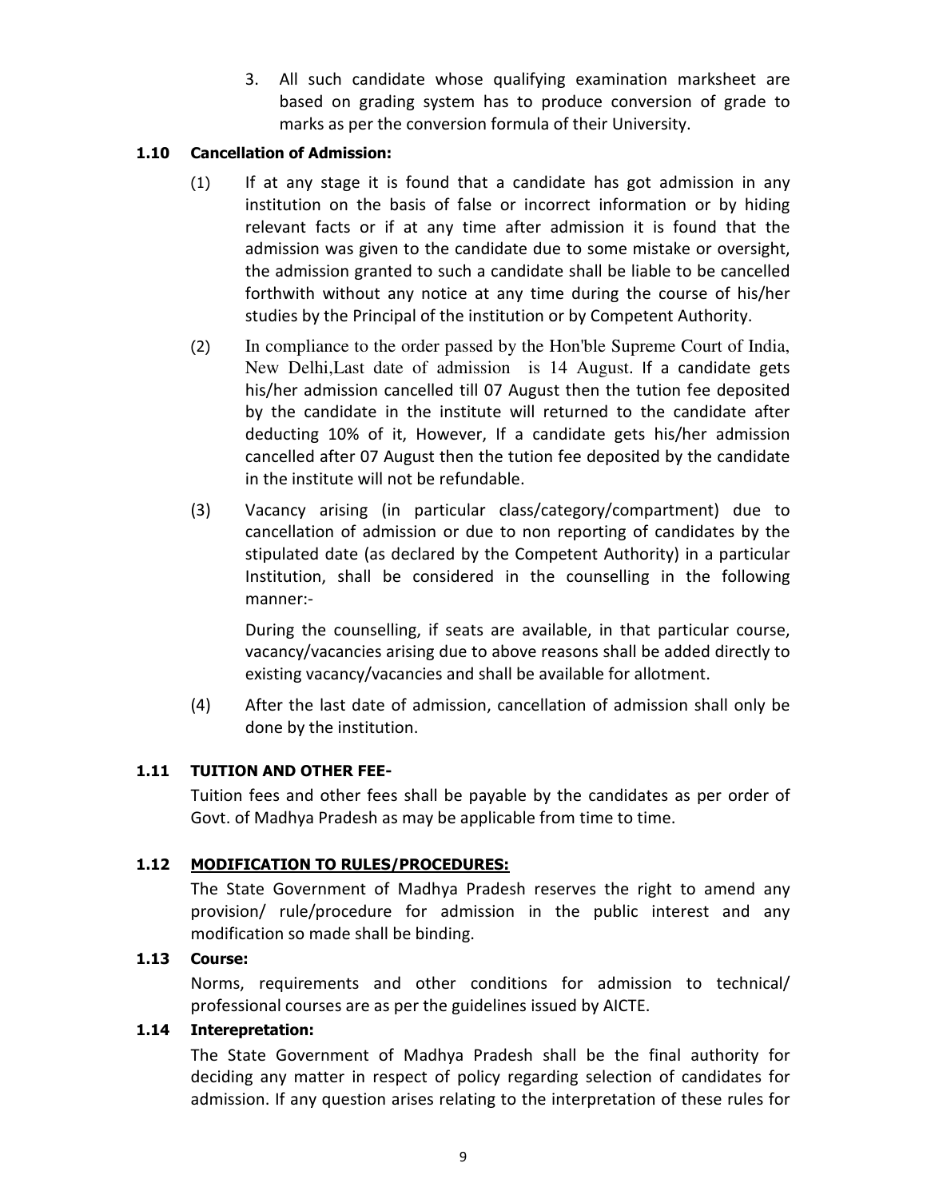3. All such candidate whose qualifying examination marksheet are based on grading system has to produce conversion of grade to marks as per the conversion formula of their University.

### 1.10 Cancellation of Admission:

(1) If at any stage it is found that a candidate has got admission in any institution on the basis of false or incorrect information or by hiding relevant facts or if at any time after admission it is found that the admission was given to the candidate due to some mistake or oversight, the admission granted to such a candidate shall be liable to be cancelled forthwith without any notice at any time during the course of his/her studies by the Principal of the institution or by Competent Authority.

(2) In compliance to the order passed by the Hon'ble Supreme Court of India, New Delhi,Last date of admission is 14 August. If a candidate gets his/her admission cancelled till 07 August then the tution fee deposited by the candidate in the institute will returned to the candidate after deducting 10% of it, However, If a candidate gets his/her admission cancelled after 07 August then the tution fee deposited by the candidate in the institute will not be refundable.

(3) Vacancy arising (in particular class/category/compartment) due to cancellation of admission or due to non reporting of candidates by the stipulated date (as declared by the Competent Authority) in a particular Institution, shall be considered in the counselling in the following manner:-

During the counselling, if seats are available, in that particular course, vacancy/vacancies arising due to above reasons shall be added directly to existing vacancy/vacancies and shall be available for allotment.

(4) After the last date of admission, cancellation of admission shall only be done by the institution.

### 1.11 TUITION AND OTHER FEE-

Tuition fees and other fees shall be payable by the candidates as per order of Govt. of Madhya Pradesh as may be applicable from time to time.

### 1.12 MODIFICATION TO RULES/PROCEDURES:

The State Government of Madhya Pradesh reserves the right to amend any provision/ rule/procedure for admission in the public interest and any modification so made shall be binding.

### 1.13 Course:

Norms, requirements and other conditions for admission to technical/ professional courses are as per the guidelines issued by AICTE.

### 1.14 Interepretation:

The State Government of Madhya Pradesh shall be the final authority for deciding any matter in respect of policy regarding selection of candidates for admission. If any question arises relating to the interpretation of these rules for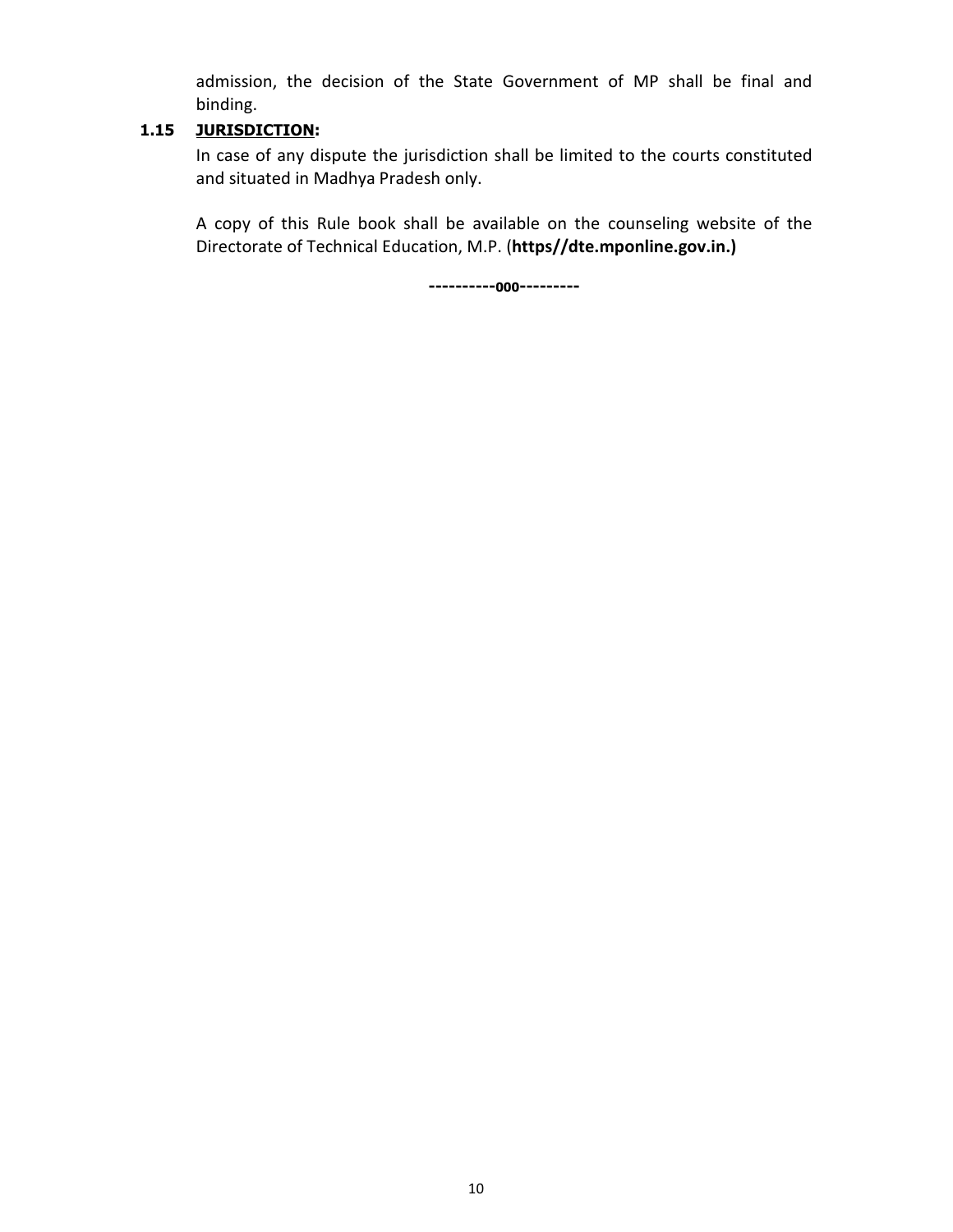admission, the decision of the State Government of MP shall be final and binding.

### 1.15 JURISDICTION:

In case of any dispute the jurisdiction shall be limited to the courts constituted and situated in Madhya Pradesh only.

A copy of this Rule book shall be available on the counseling website of the Directorate of Technical Education, M.P. (**https//dte.mponline.gov.in.)**

**----------000---------**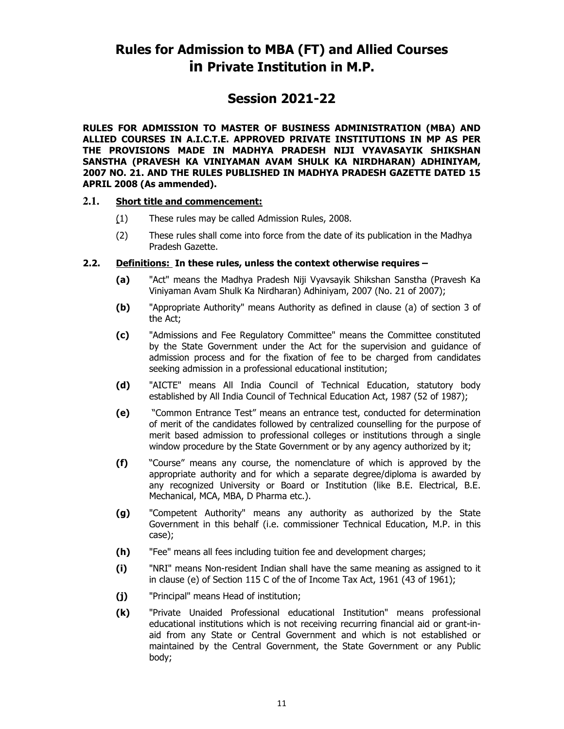# Rules for Admission to MBA (FT) and Allied Courses in Private Institution in M.P.

## Session 2021-22

**RULES FOR ADMISSION TO MASTER OF BUSINESS ADMINISTRATION (MBA) AND ALLIED COURSES IN A.I.C.T.E. APPROVED PRIVATE INSTITUTIONS IN MP AS PER THE PROVISIONS MADE IN MADHYA PRADESH NIJI VYAVASAYIK SHIKSHAN SANSTHA (PRAVESH KA VINIYAMAN AVAM SHULK KA NIRDHARAN) ADHINIYAM, 2007 NO. 21. AND THE RULES PUBLISHED IN MADHYA PRADESH GAZETTE DATED 15 APRIL 2008 (As ammended).**

### 2.1. Short title and commencement:

(1) These rules may be called Admission Rules, 2008.

(2) These rules shall come into force from the date of its publication in the Madhya Pradesh Gazette.

### 2.2. Definitions: In these rules, unless the context otherwise requires –

**(a)** "Act" means the Madhya Pradesh Niji Vyavsayik Shikshan Sanstha (Pravesh Ka Viniyaman Avam Shulk Ka Nirdharan) Adhiniyam, 2007 (No. 21 of 2007);

**(b)** "Appropriate Authority" means Authority as defined in clause (a) of section 3 of the Act;

**(c)** "Admissions and Fee Regulatory Committee" means the Committee constituted by the State Government under the Act for the supervision and guidance of admission process and for the fixation of fee to be charged from candidates seeking admission in a professional educational institution;

**(d)** "AICTE" means All India Council of Technical Education, statutory body established by All India Council of Technical Education Act, 1987 (52 of 1987);

**(e)** "Common Entrance Test" means an entrance test, conducted for determination of merit of the candidates followed by centralized counselling for the purpose of merit based admission to professional colleges or institutions through a single window procedure by the State Government or by any agency authorized by it;

**(f)** "Course" means any course, the nomenclature of which is approved by the appropriate authority and for which a separate degree/diploma is awarded by any recognized University or Board or Institution (like B.E. Electrical, B.E. Mechanical, MCA, MBA, D Pharma etc.).

**(g)** "Competent Authority" means any authority as authorized by the State Government in this behalf (i.e. commissioner Technical Education, M.P. in this case);

**(h)** "Fee" means all fees including tuition fee and development charges;

**(i)** "NRI" means Non-resident Indian shall have the same meaning as assigned to it in clause (e) of Section 115 C of the of Income Tax Act, 1961 (43 of 1961);

**(j)** "Principal" means Head of institution;

**(k)** "Private Unaided Professional educational Institution" means professional educational institutions which is not receiving recurring financial aid or grant-in-aid from any State or Central Government and which is not established or maintained by the Central Government, the State Government or any Public body;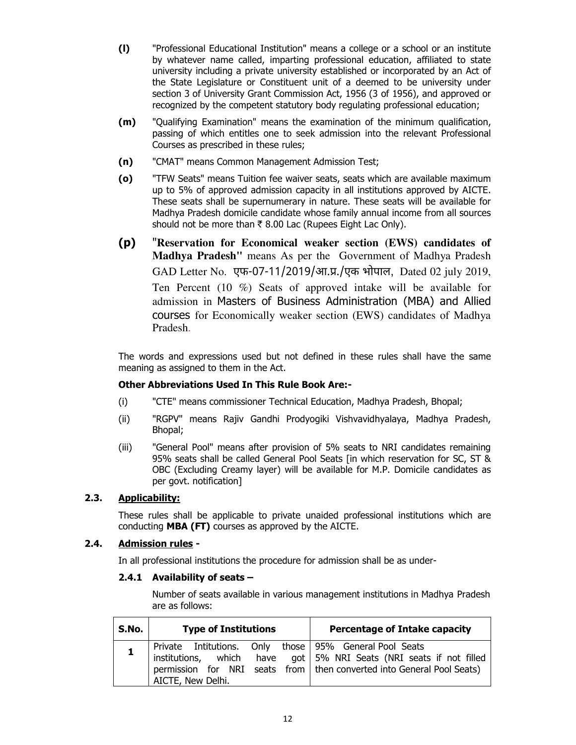**(l)** "Professional Educational Institution" means a college or a school or an institute by whatever name called, imparting professional education, affiliated to state university including a private university established or incorporated by an Act of the State Legislature or Constituent unit of a deemed to be university under section 3 of University Grant Commission Act, 1956 (3 of 1956), and approved or recognized by the competent statutory body regulating professional education;

**(m)** "Qualifying Examination" means the examination of the minimum qualification, passing of which entitles one to seek admission into the relevant Professional Courses as prescribed in these rules;

**(n)** "CMAT" means Common Management Admission Test;

**(o)** "TFW Seats" means Tuition fee waiver seats, seats which are available maximum up to 5% of approved admission capacity in all institutions approved by AICTE. These seats shall be supernumerary in nature. These seats will be available for Madhya Pradesh domicile candidate whose family annual income from all sources should not be more than ₹ 8.00 Lac (Rupees Eight Lac Only).

**(p)** "**Reservation for Economical weaker section (EWS) candidates of Madhya Pradesh**" means As per the Government of Madhya Pradesh GAD Letter No. एफ-07-11/2019/आ.प्र./एक भोपाल, Dated 02 july 2019, Ten Percent (10 %) Seats of approved intake will be available for admission in Masters of Business Administration (MBA) and Allied courses for Economically weaker section (EWS) candidates of Madhya Pradesh.

The words and expressions used but not defined in these rules shall have the same meaning as assigned to them in the Act.

**Other Abbreviations Used In This Rule Book Are:-**

(i) "CTE" means commissioner Technical Education, Madhya Pradesh, Bhopal;

(ii) "RGPV" means Rajiv Gandhi Prodyogiki Vishvavidhyalaya, Madhya Pradesh, Bhopal;

(iii) "General Pool" means after provision of 5% seats to NRI candidates remaining 95% seats shall be called General Pool Seats [in which reservation for SC, ST & OBC (Excluding Creamy layer) will be available for M.P. Domicile candidates as per govt. notification]

### 2.3. Applicability:

These rules shall be applicable to private unaided professional institutions which are conducting **MBA (FT)** courses as approved by the AICTE.

### 2.4. Admission rules -

In all professional institutions the procedure for admission shall be as under-

#### 2.4.1 Availability of seats –

Number of seats available in various management institutions in Madhya Pradesh are as follows:

| S.No. | Type of Institutions | Percentage of Intake capacity |
|---|---|---|
| 1 | Private Intitutions. Only those institutions, which have got permission for NRI seats from AICTE, New Delhi. | 95% General Pool Seats<br>5% NRI Seats (NRI seats if not filled then converted into General Pool Seats) |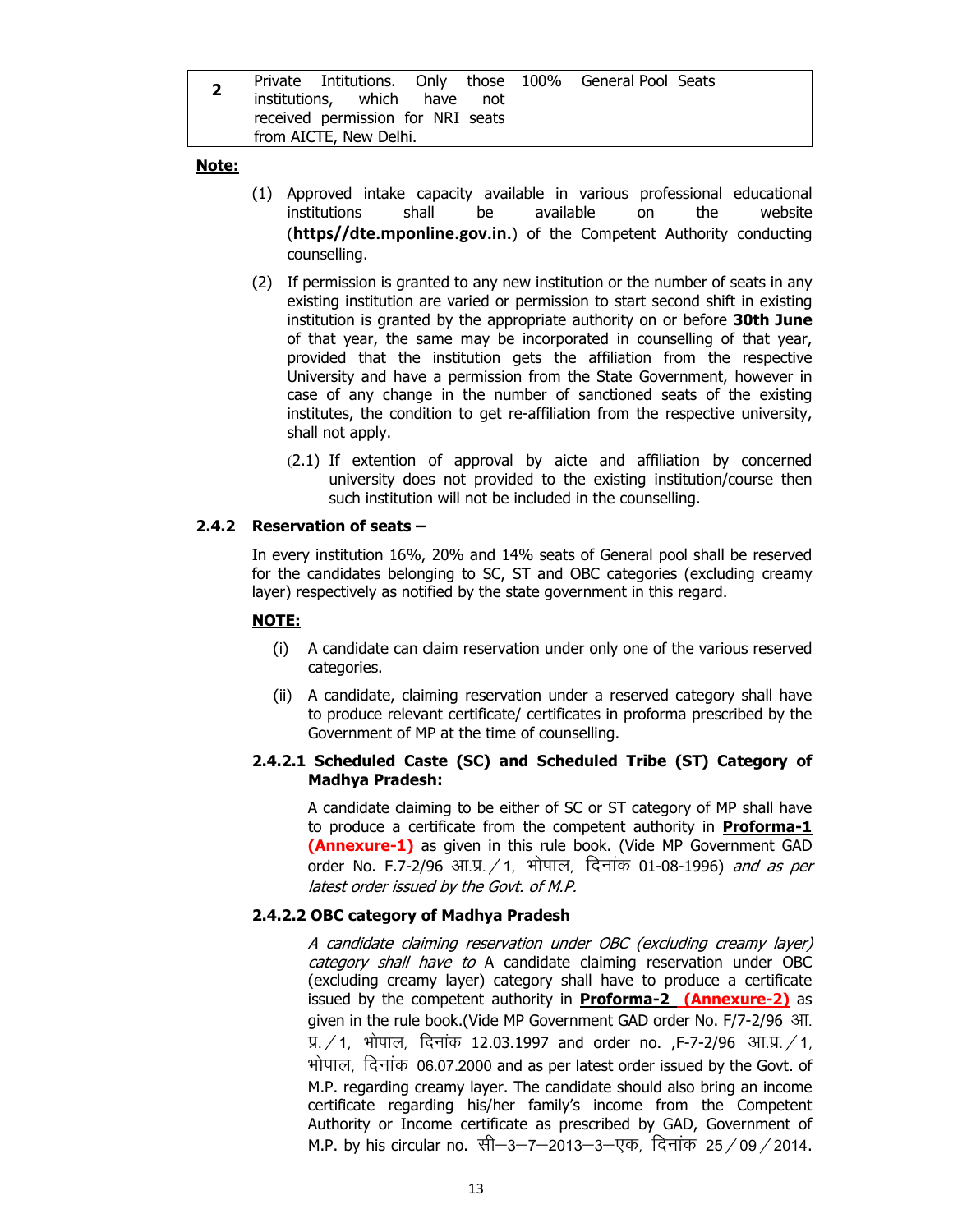| 2 | Private Intitutions. Only those institutions, which have not received permission for NRI seats from AICTE, New Delhi. | 100% General Pool Seats |
|---|---|---|

**Note:**

(1) Approved intake capacity available in various professional educational institutions shall be available on the website (**https//dte.mponline.gov.in.**) of the Competent Authority conducting counselling.

(2) If permission is granted to any new institution or the number of seats in any existing institution are varied or permission to start second shift in existing institution is granted by the appropriate authority on or before **30th June** of that year, the same may be incorporated in counselling of that year, provided that the institution gets the affiliation from the respective University and have a permission from the State Government, however in case of any change in the number of sanctioned seats of the existing institutes, the condition to get re-affiliation from the respective university, shall not apply.

(2.1) If extention of approval by aicte and affiliation by concerned university does not provided to the existing institution/course then such institution will not be included in the counselling.

### 2.4.2 Reservation of seats –

In every institution 16%, 20% and 14% seats of General pool shall be reserved for the candidates belonging to SC, ST and OBC categories (excluding creamy layer) respectively as notified by the state government in this regard.

**NOTE:**

(i) A candidate can claim reservation under only one of the various reserved categories.

(ii) A candidate, claiming reservation under a reserved category shall have to produce relevant certificate/ certificates in proforma prescribed by the Government of MP at the time of counselling.

#### 2.4.2.1 Scheduled Caste (SC) and Scheduled Tribe (ST) Category of Madhya Pradesh:

A candidate claiming to be either of SC or ST category of MP shall have to produce a certificate from the competent authority in **Proforma-1 (Annexure-1)** as given in this rule book. (Vide MP Government GAD order No. F.7-2/96 आ.प्र./1, भोपाल, दिनांक 01-08-1996) *and as per latest order issued by the Govt. of M.P.*

#### 2.4.2.2 OBC category of Madhya Pradesh

*A candidate claiming reservation under OBC (excluding creamy layer) category shall have to* A candidate claiming reservation under OBC (excluding creamy layer) category shall have to produce a certificate issued by the competent authority in **Proforma-2 (Annexure-2)** as given in the rule book.(Vide MP Government GAD order No. F/7-2/96 आ.प्र./1, भोपाल, दिनांक 12.03.1997 and order no. ,F-7-2/96 आ.प्र./1, भोपाल, दिनांक 06.07.2000 and as per latest order issued by the Govt. of M.P. regarding creamy layer. The candidate should also bring an income certificate regarding his/her family's income from the Competent Authority or Income certificate as prescribed by GAD, Government of M.P. by his circular no. सी–3–7–2013–3–एक, दिनांक 25/09/2014.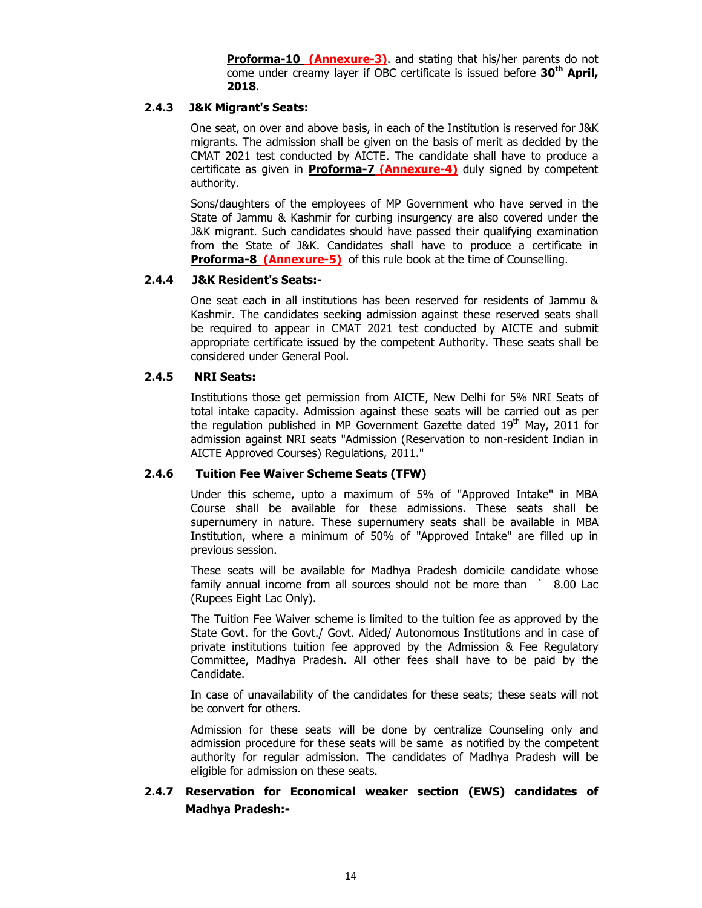**Proforma-10 (Annexure-3)**. and stating that his/her parents do not come under creamy layer if OBC certificate is issued before **30th April, 2018**.

### 2.4.3 J&K Migrant's Seats:

One seat, on over and above basis, in each of the Institution is reserved for J&K migrants. The admission shall be given on the basis of merit as decided by the CMAT 2021 test conducted by AICTE. The candidate shall have to produce a certificate as given in **Proforma-7 (Annexure-4)** duly signed by competent authority.

Sons/daughters of the employees of MP Government who have served in the State of Jammu & Kashmir for curbing insurgency are also covered under the J&K migrant. Such candidates should have passed their qualifying examination from the State of J&K. Candidates shall have to produce a certificate in **Proforma-8 (Annexure-5)** of this rule book at the time of Counselling.

### 2.4.4 J&K Resident's Seats:-

One seat each in all institutions has been reserved for residents of Jammu & Kashmir. The candidates seeking admission against these reserved seats shall be required to appear in CMAT 2021 test conducted by AICTE and submit appropriate certificate issued by the competent Authority. These seats shall be considered under General Pool.

### 2.4.5 NRI Seats:

Institutions those get permission from AICTE, New Delhi for 5% NRI Seats of total intake capacity. Admission against these seats will be carried out as per the regulation published in MP Government Gazette dated 19th May, 2011 for admission against NRI seats "Admission (Reservation to non-resident Indian in AICTE Approved Courses) Regulations, 2011."

### 2.4.6 Tuition Fee Waiver Scheme Seats (TFW)

Under this scheme, upto a maximum of 5% of "Approved Intake" in MBA Course shall be available for these admissions. These seats shall be supernumery in nature. These supernumery seats shall be available in MBA Institution, where a minimum of 50% of "Approved Intake" are filled up in previous session.

These seats will be available for Madhya Pradesh domicile candidate whose family annual income from all sources should not be more than ` 8.00 Lac (Rupees Eight Lac Only).

The Tuition Fee Waiver scheme is limited to the tuition fee as approved by the State Govt. for the Govt./ Govt. Aided/ Autonomous Institutions and in case of private institutions tuition fee approved by the Admission & Fee Regulatory Committee, Madhya Pradesh. All other fees shall have to be paid by the Candidate.

In case of unavailability of the candidates for these seats; these seats will not be convert for others.

Admission for these seats will be done by centralize Counseling only and admission procedure for these seats will be same as notified by the competent authority for regular admission. The candidates of Madhya Pradesh will be eligible for admission on these seats.

### 2.4.7 Reservation for Economical weaker section (EWS) candidates of Madhya Pradesh:-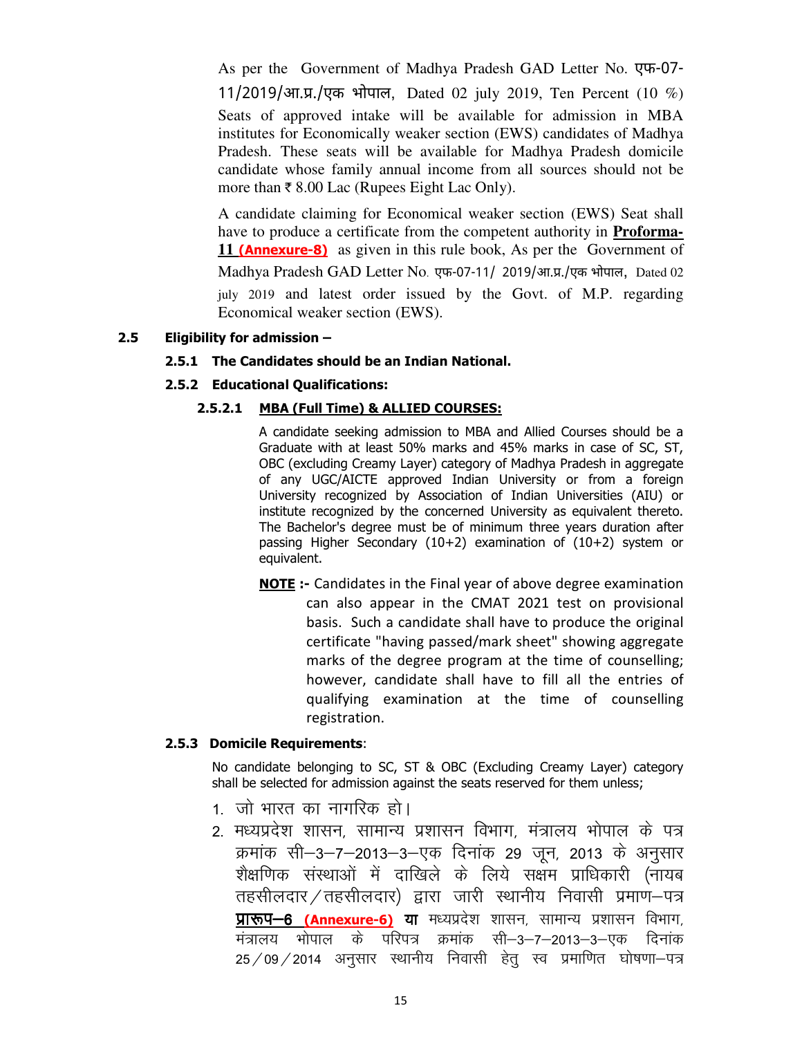As per the Government of Madhya Pradesh GAD Letter No. एफ-07-11/2019/आ.प्र./एक भोपाल, Dated 02 july 2019, Ten Percent (10 %) Seats of approved intake will be available for admission in MBA institutes for Economically weaker section (EWS) candidates of Madhya Pradesh. These seats will be available for Madhya Pradesh domicile candidate whose family annual income from all sources should not be more than ₹ 8.00 Lac (Rupees Eight Lac Only).

A candidate claiming for Economical weaker section (EWS) Seat shall have to produce a certificate from the competent authority in **Proforma-11 (Annexure-8)** as given in this rule book, As per the Government of Madhya Pradesh GAD Letter No. एफ-07-11/ 2019/आ.प्र./एक भोपाल, Dated 02 july 2019 and latest order issued by the Govt. of M.P. regarding Economical weaker section (EWS).

**2.5 Eligibility for admission –**

**2.5.1 The Candidates should be an Indian National.**

**2.5.2 Educational Qualifications:**

**2.5.2.1 MBA (Full Time) & ALLIED COURSES:**

A candidate seeking admission to MBA and Allied Courses should be a Graduate with at least 50% marks and 45% marks in case of SC, ST, OBC (excluding Creamy Layer) category of Madhya Pradesh in aggregate of any UGC/AICTE approved Indian University or from a foreign University recognized by Association of Indian Universities (AIU) or institute recognized by the concerned University as equivalent thereto. The Bachelor's degree must be of minimum three years duration after passing Higher Secondary (10+2) examination of (10+2) system or equivalent.

**NOTE :-** Candidates in the Final year of above degree examination can also appear in the CMAT 2021 test on provisional basis. Such a candidate shall have to produce the original certificate "having passed/mark sheet" showing aggregate marks of the degree program at the time of counselling; however, candidate shall have to fill all the entries of qualifying examination at the time of counselling registration.

**2.5.3 Domicile Requirements**:

No candidate belonging to SC, ST & OBC (Excluding Creamy Layer) category shall be selected for admission against the seats reserved for them unless;

1. जो भारत का नागरिक हो।
2. मध्यप्रदेश शासन, सामान्य प्रशासन विभाग, मंत्रालय भोपाल के पत्र क्रमांक सी–3–7–2013–3–एक दिनांक 29 जून, 2013 के अनुसार शैक्षणिक संस्थाओं में दाखिले के लिये सक्षम प्राधिकारी (नायब तहसीलदार/तहसीलदार) द्वारा जारी स्थानीय निवासी प्रमाण–पत्र **प्रारूप–6 (Annexure-6) या** मध्यप्रदेश शासन, सामान्य प्रशासन विभाग, मंत्रालय भोपाल के परिपत्र क्रमांक सी–3–7–2013–3–एक दिनांक 25/09/2014 अनुसार स्थानीय निवासी हेतु स्व प्रमाणित घोषणा–पत्र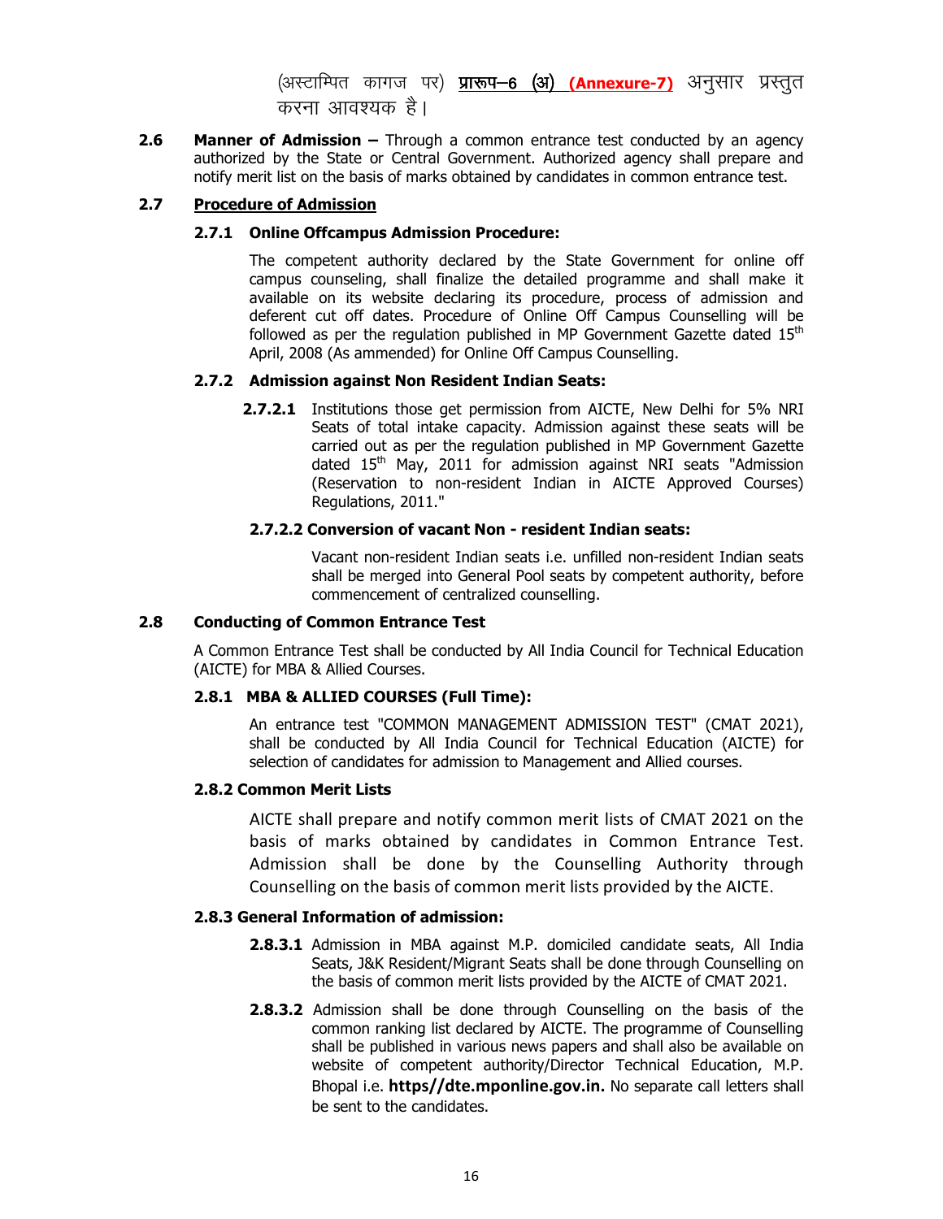(अस्टाम्पित कागज पर) **प्रारूप–6 (अ) (Annexure-7)** अनुसार प्रस्तुत करना आवश्यक है।

**2.6 Manner of Admission –** Through a common entrance test conducted by an agency authorized by the State or Central Government. Authorized agency shall prepare and notify merit list on the basis of marks obtained by candidates in common entrance test.

## 2.7 Procedure of Admission

### 2.7.1 Online Offcampus Admission Procedure:

The competent authority declared by the State Government for online off campus counseling, shall finalize the detailed programme and shall make it available on its website declaring its procedure, process of admission and deferent cut off dates. Procedure of Online Off Campus Counselling will be followed as per the regulation published in MP Government Gazette dated 15th April, 2008 (As ammended) for Online Off Campus Counselling.

### 2.7.2 Admission against Non Resident Indian Seats:

**2.7.2.1** Institutions those get permission from AICTE, New Delhi for 5% NRI Seats of total intake capacity. Admission against these seats will be carried out as per the regulation published in MP Government Gazette dated 15th May, 2011 for admission against NRI seats "Admission (Reservation to non-resident Indian in AICTE Approved Courses) Regulations, 2011."

**2.7.2.2 Conversion of vacant Non - resident Indian seats:**

Vacant non-resident Indian seats i.e. unfilled non-resident Indian seats shall be merged into General Pool seats by competent authority, before commencement of centralized counselling.

## 2.8 Conducting of Common Entrance Test

A Common Entrance Test shall be conducted by All India Council for Technical Education (AICTE) for MBA & Allied Courses.

### 2.8.1 MBA & ALLIED COURSES (Full Time):

An entrance test "COMMON MANAGEMENT ADMISSION TEST" (CMAT 2021), shall be conducted by All India Council for Technical Education (AICTE) for selection of candidates for admission to Management and Allied courses.

### 2.8.2 Common Merit Lists

AICTE shall prepare and notify common merit lists of CMAT 2021 on the basis of marks obtained by candidates in Common Entrance Test. Admission shall be done by the Counselling Authority through Counselling on the basis of common merit lists provided by the AICTE.

### 2.8.3 General Information of admission:

**2.8.3.1** Admission in MBA against M.P. domiciled candidate seats, All India Seats, J&K Resident/Migrant Seats shall be done through Counselling on the basis of common merit lists provided by the AICTE of CMAT 2021.

**2.8.3.2** Admission shall be done through Counselling on the basis of the common ranking list declared by AICTE. The programme of Counselling shall be published in various news papers and shall also be available on website of competent authority/Director Technical Education, M.P. Bhopal i.e. **https//dte.mponline.gov.in.** No separate call letters shall be sent to the candidates.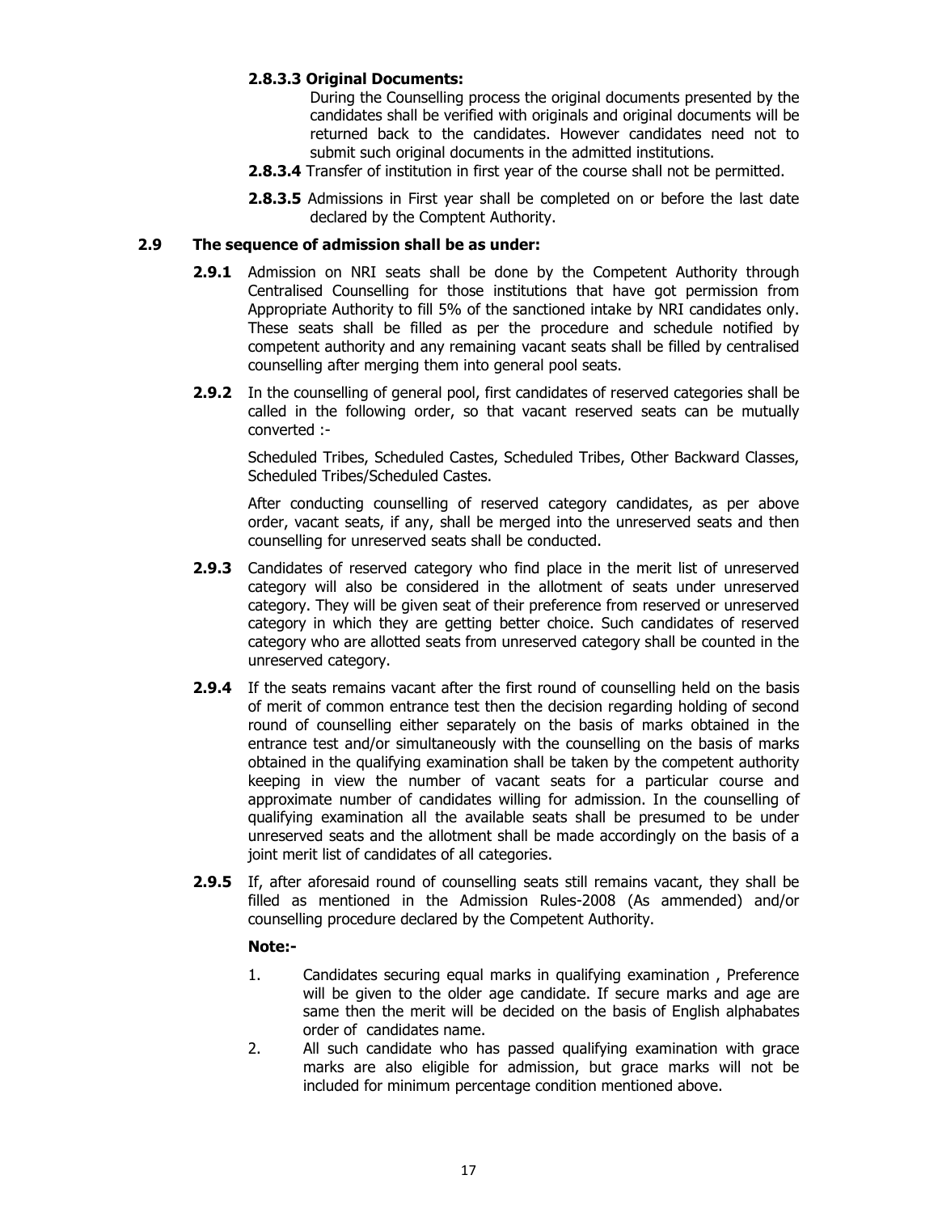**2.8.3.3 Original Documents:**

During the Counselling process the original documents presented by the candidates shall be verified with originals and original documents will be returned back to the candidates. However candidates need not to submit such original documents in the admitted institutions.

**2.8.3.4** Transfer of institution in first year of the course shall not be permitted.

**2.8.3.5** Admissions in First year shall be completed on or before the last date declared by the Comptent Authority.

## 2.9 The sequence of admission shall be as under:

**2.9.1** Admission on NRI seats shall be done by the Competent Authority through Centralised Counselling for those institutions that have got permission from Appropriate Authority to fill 5% of the sanctioned intake by NRI candidates only. These seats shall be filled as per the procedure and schedule notified by competent authority and any remaining vacant seats shall be filled by centralised counselling after merging them into general pool seats.

**2.9.2** In the counselling of general pool, first candidates of reserved categories shall be called in the following order, so that vacant reserved seats can be mutually converted :-

Scheduled Tribes, Scheduled Castes, Scheduled Tribes, Other Backward Classes, Scheduled Tribes/Scheduled Castes.

After conducting counselling of reserved category candidates, as per above order, vacant seats, if any, shall be merged into the unreserved seats and then counselling for unreserved seats shall be conducted.

**2.9.3** Candidates of reserved category who find place in the merit list of unreserved category will also be considered in the allotment of seats under unreserved category. They will be given seat of their preference from reserved or unreserved category in which they are getting better choice. Such candidates of reserved category who are allotted seats from unreserved category shall be counted in the unreserved category.

**2.9.4** If the seats remains vacant after the first round of counselling held on the basis of merit of common entrance test then the decision regarding holding of second round of counselling either separately on the basis of marks obtained in the entrance test and/or simultaneously with the counselling on the basis of marks obtained in the qualifying examination shall be taken by the competent authority keeping in view the number of vacant seats for a particular course and approximate number of candidates willing for admission. In the counselling of qualifying examination all the available seats shall be presumed to be under unreserved seats and the allotment shall be made accordingly on the basis of a joint merit list of candidates of all categories.

**2.9.5** If, after aforesaid round of counselling seats still remains vacant, they shall be filled as mentioned in the Admission Rules-2008 (As ammended) and/or counselling procedure declared by the Competent Authority.

**Note:-**

1. Candidates securing equal marks in qualifying examination , Preference will be given to the older age candidate. If secure marks and age are same then the merit will be decided on the basis of English alphabates order of candidates name.
2. All such candidate who has passed qualifying examination with grace marks are also eligible for admission, but grace marks will not be included for minimum percentage condition mentioned above.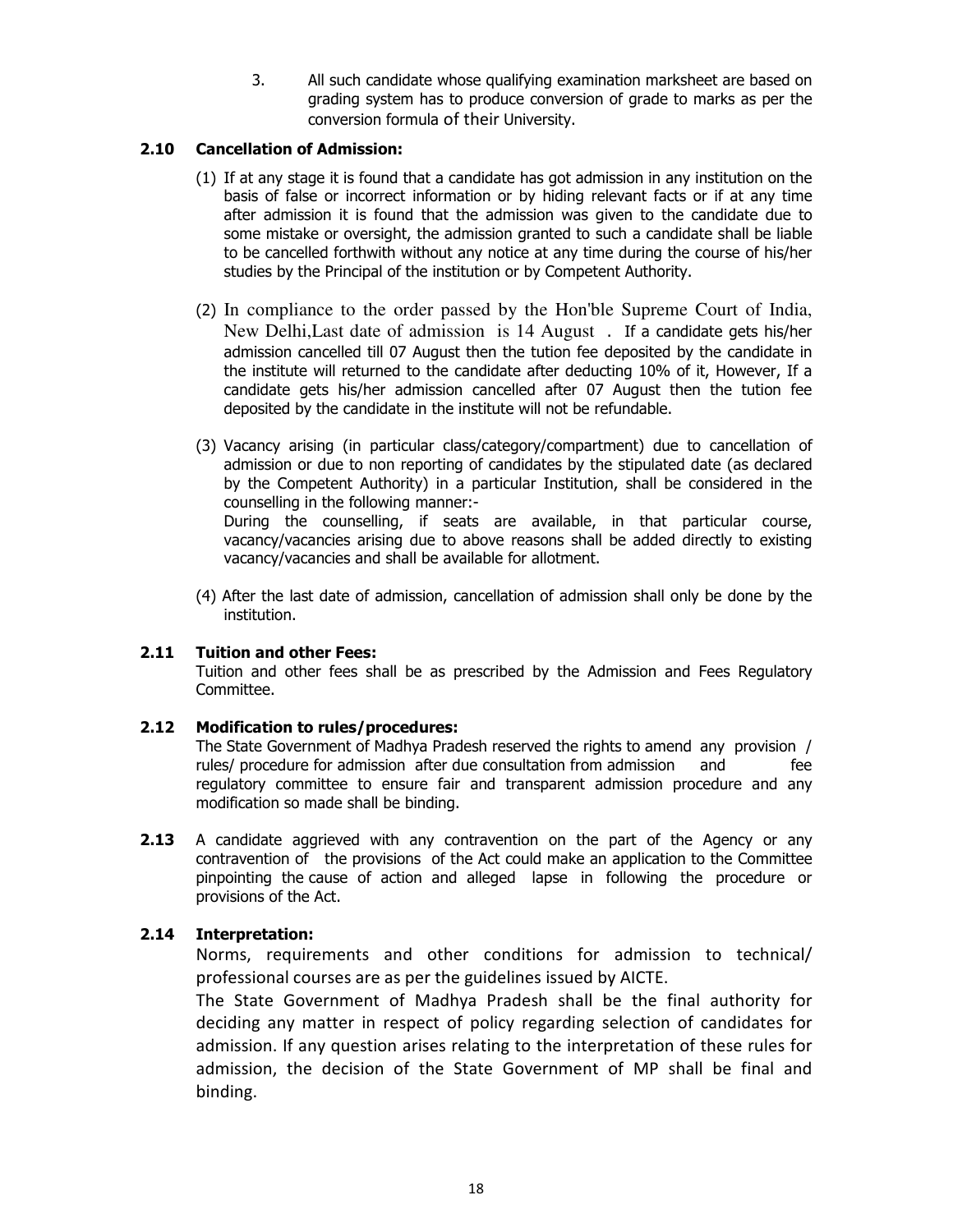3. All such candidate whose qualifying examination marksheet are based on grading system has to produce conversion of grade to marks as per the conversion formula of their University.

### 2.10 Cancellation of Admission:

(1) If at any stage it is found that a candidate has got admission in any institution on the basis of false or incorrect information or by hiding relevant facts or if at any time after admission it is found that the admission was given to the candidate due to some mistake or oversight, the admission granted to such a candidate shall be liable to be cancelled forthwith without any notice at any time during the course of his/her studies by the Principal of the institution or by Competent Authority.

(2) In compliance to the order passed by the Hon'ble Supreme Court of India, New Delhi,Last date of admission is 14 August . If a candidate gets his/her admission cancelled till 07 August then the tution fee deposited by the candidate in the institute will returned to the candidate after deducting 10% of it, However, If a candidate gets his/her admission cancelled after 07 August then the tution fee deposited by the candidate in the institute will not be refundable.

(3) Vacancy arising (in particular class/category/compartment) due to cancellation of admission or due to non reporting of candidates by the stipulated date (as declared by the Competent Authority) in a particular Institution, shall be considered in the counselling in the following manner:-
During the counselling, if seats are available, in that particular course, vacancy/vacancies arising due to above reasons shall be added directly to existing vacancy/vacancies and shall be available for allotment.

(4) After the last date of admission, cancellation of admission shall only be done by the institution.

### 2.11 Tuition and other Fees:

Tuition and other fees shall be as prescribed by the Admission and Fees Regulatory Committee.

### 2.12 Modification to rules/procedures:

The State Government of Madhya Pradesh reserved the rights to amend any provision / rules/ procedure for admission after due consultation from admission and fee regulatory committee to ensure fair and transparent admission procedure and any modification so made shall be binding.

**2.13** A candidate aggrieved with any contravention on the part of the Agency or any contravention of the provisions of the Act could make an application to the Committee pinpointing the cause of action and alleged lapse in following the procedure or provisions of the Act.

### 2.14 Interpretation:

Norms, requirements and other conditions for admission to technical/ professional courses are as per the guidelines issued by AICTE.

The State Government of Madhya Pradesh shall be the final authority for deciding any matter in respect of policy regarding selection of candidates for admission. If any question arises relating to the interpretation of these rules for admission, the decision of the State Government of MP shall be final and binding.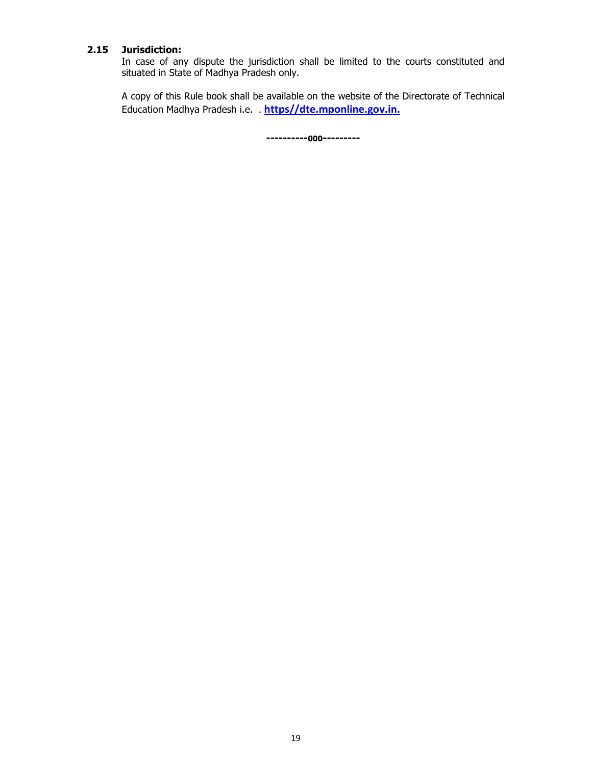### 2.15 Jurisdiction:

In case of any dispute the jurisdiction shall be limited to the courts constituted and situated in State of Madhya Pradesh only.

A copy of this Rule book shall be available on the website of the Directorate of Technical Education Madhya Pradesh i.e. . **https//dte.mponline.gov.in.**

**----------000---------**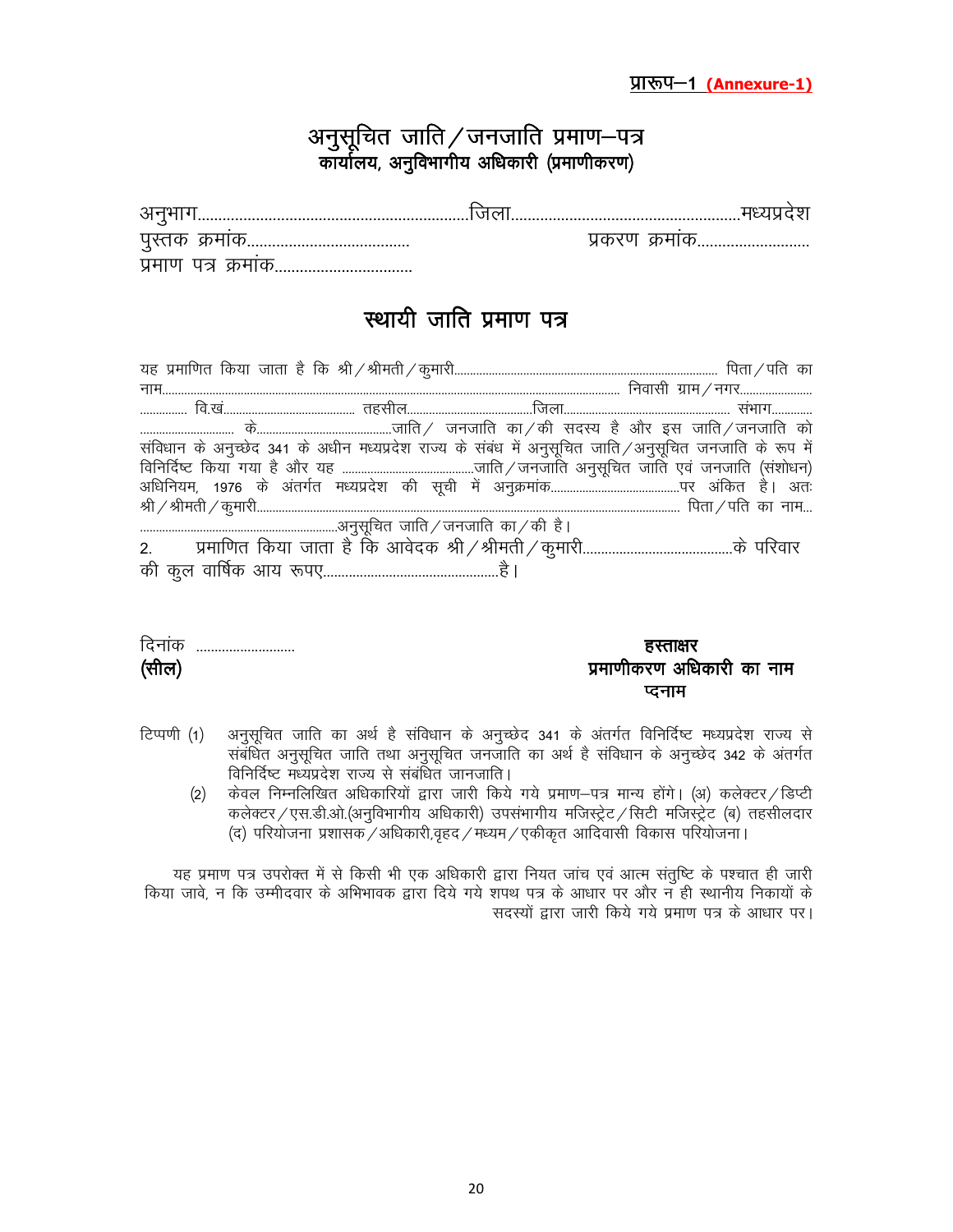**प्रारूप–1 (Annexure-1)**

# अनुसूचित जाति / जनजाति प्रमाण–पत्र

**कार्यालय, अनुविभागीय अधिकारी (प्रमाणीकरण)**

अनुभाग.................................................................जिला......................................................मध्यप्रदेश

पुस्तक क्रमांक......................................          प्रकरण क्रमांक..........................

प्रमाण पत्र क्रमांक.................................

## स्थायी जाति प्रमाण पत्र

यह प्रमाणित किया जाता है कि श्री / श्रीमती / कुमारी.................................................................................. पिता / पति का नाम............................................................................................................................. निवासी ग्राम / नगर...................... .............. वि.खं......................................... तहसील........................................जिला.................................................... संभाग............ .............................. के...........................................जाति / जनजाति का / की सदस्य है और इस जाति / जनजाति को संविधान के अनुच्छेद 341 के अधीन मध्यप्रदेश राज्य के संबंध में अनुसूचित जाति / अनुसूचित जनजाति के रूप में विनिर्दिष्ट किया गया है और यह ..........................................जाति / जनजाति अनुसूचित जाति एवं जनजाति (संशोधन) अधिनियम, 1976 के अंतर्गत मध्यप्रदेश की सूची में अनुक्रमांक........................................पर अंकित है। अतः श्री / श्रीमती / कुमारी.................................................................................................................................. पिता / पति का नाम... ..............................................................अनुसूचित जाति / जनजाति का / की है।

2. प्रमाणित किया जाता है कि आवेदक श्री / श्रीमती / कुमारी........................................के परिवार की कुल वार्षिक आय रूपए................................................है।

दिनांक ..........................

**(सील)**

**हस्ताक्षर**
**प्रमाणीकरण अधिकारी का नाम**
**प्दनाम**

टिप्पणी (1) अनुसूचित जाति का अर्थ है संविधान के अनुच्छेद 341 के अंतर्गत विनिर्दिष्ट मध्यप्रदेश राज्य से संबंधित अनुसूचित जाति तथा अनुसूचित जनजाति का अर्थ है संविधान के अनुच्छेद 342 के अंतर्गत विनिर्दिष्ट मध्यप्रदेश राज्य से संबंधित जानजाति।

(2) केवल निम्नलिखित अधिकारियों द्वारा जारी किये गये प्रमाण–पत्र मान्य होंगे। (अ) कलेक्टर / डिप्टी कलेक्टर / एस.डी.ओ.(अनुविभागीय अधिकारी) उपसंभागीय मजिस्ट्रेट / सिटी मजिस्ट्रेट (ब) तहसीलदार (द) परियोजना प्रशासक / अधिकारी,वृहद / मध्यम / एकीकृत आदिवासी विकास परियोजना।

यह प्रमाण पत्र उपरोक्त में से किसी भी एक अधिकारी द्वारा नियत जांच एवं आत्म संतुष्टि के पश्चात ही जारी किया जावे, न कि उम्मीदवार के अभिभावक द्वारा दिये गये शपथ पत्र के आधार पर और न ही स्थानीय निकायों के सदस्यों द्वारा जारी किये गये प्रमाण पत्र के आधार पर।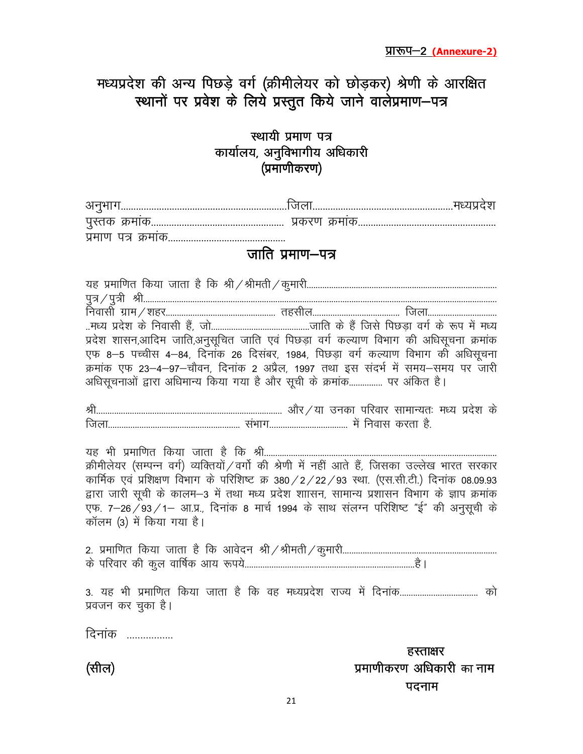प्रारूप–2 **(Annexure-2)**

# मध्यप्रदेश की अन्य पिछड़े वर्ग (क्रीमीलेयर को छोड़कर) श्रेणी के आरक्षित स्थानों पर प्रवेश के लिये प्रस्तुत किये जाने वालेप्रमाण–पत्र

## स्थायी प्रमाण पत्र
## कार्यालय, अनुविभागीय अधिकारी
## (प्रमाणीकरण)

अनुभाग..................................................................जिला........................................................मध्यप्रदेश
पुस्तक क्रमांक....................................................... प्रकरण क्रमांक........................................................
प्रमाण पत्र क्रमांक...............................................

## जाति प्रमाण–पत्र

यह प्रमाणित किया जाता है कि श्री/श्रीमती/कुमारी.......................................................................................
पुत्र/पुत्री श्री..............................................................................................................................................
निवासी ग्राम/शहर.................................................. तहसील........................................ जिला.............................
..मध्य प्रदेश के निवासी हैं, जो...........................................जाति के हैं जिसे पिछड़ा वर्ग के रूप में मध्य प्रदेश शासन,आदिम जाति,अनुसूचित जाति एवं पिछड़ा वर्ग कल्याण विभाग की अधिसूचना क्रमांक एफ 8–5 पच्चीस 4–84, दिनांक 26 दिसंबर, 1984, पिछड़ा वर्ग कल्याण विभाग की अधिसूचना क्रमांक एफ 23–4–97–चौवन, दिनांक 2 अप्रैल, 1997 तथा इस संदर्भ में समय–समय पर जारी अधिसूचनाओं द्वारा अधिमान्य किया गया है और सूची के क्रमांक.............. पर अंकित है।

श्री................................................................................ और/या उनका परिवार सामान्यतः मध्य प्रदेश के जिला........................................................... संभाग................................... में निवास करता है.

यह भी प्रमाणित किया जाता है कि श्री.......................................................................................................
क्रीमीलेयर (सम्पन्न वर्ग) व्यक्तियों/वर्गो की श्रेणी में नहीं आते हैं, जिसका उल्लेख भारत सरकार कार्मिक एवं प्रशिक्षण विभाग के परिशिष्ट क्र 380/2/22/93 स्था. (एस.सी.टी.) दिनांक 08.09.93 द्वारा जारी सूची के कालम–3 में तथा मध्य प्रदेश शासन, सामान्य प्रशासन विभाग के ज्ञाप क्रमांक एफ. 7–26/93/1– आ.प्र., दिनांक 8 मार्च 1994 के साथ संलग्न परिशिष्ट "ई" की अनुसूची के कॉलम (3) में किया गया है।

2. प्रमाणित किया जाता है कि आवेदन श्री/श्रीमती/कुमारी.....................................................................
के परिवार की कुल वार्षिक आय रूपये..........................................................................है।

3. यह भी प्रमाणित किया जाता है कि वह मध्यप्रदेश राज्य में दिनांक.................................. को प्रवजन कर चुका है।

दिनांक .................

(सील)

हस्ताक्षर
प्रमाणीकरण अधिकारी का नाम
पदनाम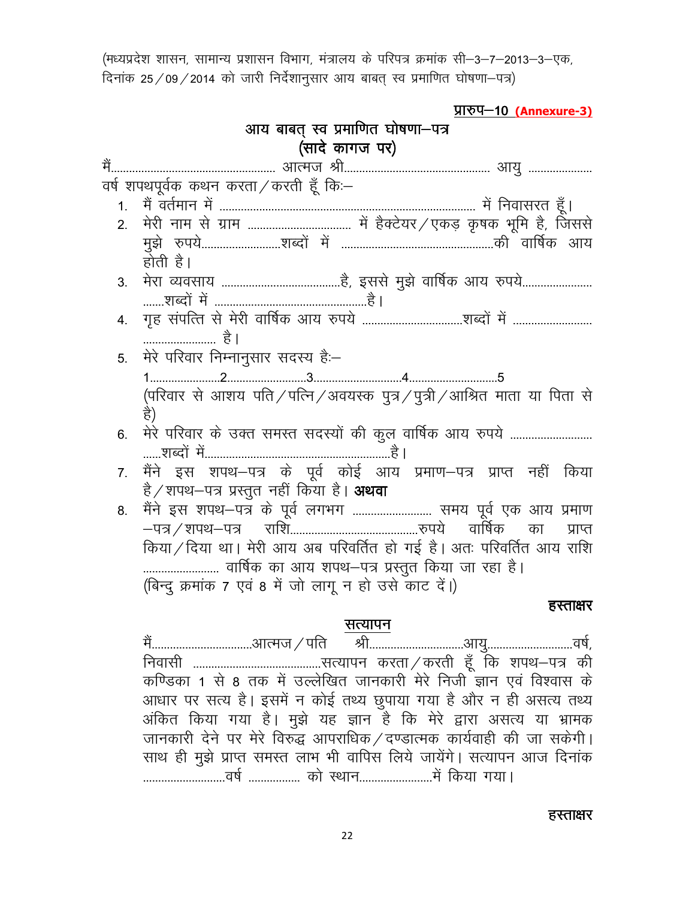(मध्यप्रदेश शासन, सामान्य प्रशासन विभाग, मंत्रालय के परिपत्र क्रमांक सी–3–7–2013–3–एक, दिनांक 25/09/2014 को जारी निर्देशानुसार आय बाबत् स्व प्रमाणित घोषणा–पत्र)

**प्रारुप–10 (Annexure-3)**

## आय बाबत् स्व प्रमाणित घोषणा–पत्र
## (सादे कागज पर)

मैं.................................................... आत्मज श्री............................................... आयु .................... वर्ष शपथपूर्वक कथन करता/करती हूँ कि:–

1. मैं वर्तमान में .................................................................................. में निवासरत हूँ।
2. मेरी नाम से ग्राम ................................ में हैक्टेयर/एकड़ कृषक भूमि है, जिससे मुझे रुपये.........................शब्दों में ................................................की वार्षिक आय होती है।
3. मेरा व्यवसाय .....................................है, इससे मुझे वार्षिक आय रुपये...................... .......शब्दों में .................................................है।
4. गृह संपत्ति से मेरी वार्षिक आय रुपये ...............................शब्दों में ......................... ........................ है।
5. मेरे परिवार निम्नानुसार सदस्य हैः–
   1......................2.........................3...........................4............................5
   (परिवार से आशय पति/पत्नि/अवयस्क पुत्र/पुत्री/आश्रित माता या पिता से है)
6. मेरे परिवार के उक्त समस्त सदस्यों की कुल वार्षिक आय रुपये .......................... ......शब्दों में...........................................................है।
7. मैंने इस शपथ–पत्र के पूर्व कोई आय प्रमाण–पत्र प्राप्त नहीं किया है/शपथ–पत्र प्रस्तुत नहीं किया है। **अथवा**
8. मैंने इस शपथ–पत्र के पूर्व लगभग ......................... समय पूर्व एक आय प्रमाण –पत्र/शपथ–पत्र राशि.........................................रुपये वार्षिक का प्राप्त किया/दिया था। मेरी आय अब परिवर्तित हो गई है। अतः परिवर्तित आय राशि ........................ वार्षिक का आय शपथ–पत्र प्रस्तुत किया जा रहा है।
   (बिन्दु क्रमांक 7 एवं 8 में जो लागू न हो उसे काट दें।)

**हस्ताक्षर**

## सत्यापन

मैं................................आत्मज/पति श्री..............................आयु...........................वर्ष, निवासी ..........................................सत्यापन करता/करती हूँ कि शपथ–पत्र की कण्डिका 1 से 8 तक में उल्लेखित जानकारी मेरे निजी ज्ञान एवं विश्वास के आधार पर सत्य है। इसमें न कोई तथ्य छुपाया गया है और न ही असत्य तथ्य अंकित किया गया है। मुझे यह ज्ञान है कि मेरे द्वारा असत्य या भ्रामक जानकारी देने पर मेरे विरुद्ध आपराधिक/दण्डात्मक कार्यवाही की जा सकेगी। साथ ही मुझे प्राप्त समस्त लाभ भी वापिस लिये जायेंगे। सत्यापन आज दिनांक ..........................वर्ष ................ को स्थान.......................में किया गया।

**हस्ताक्षर**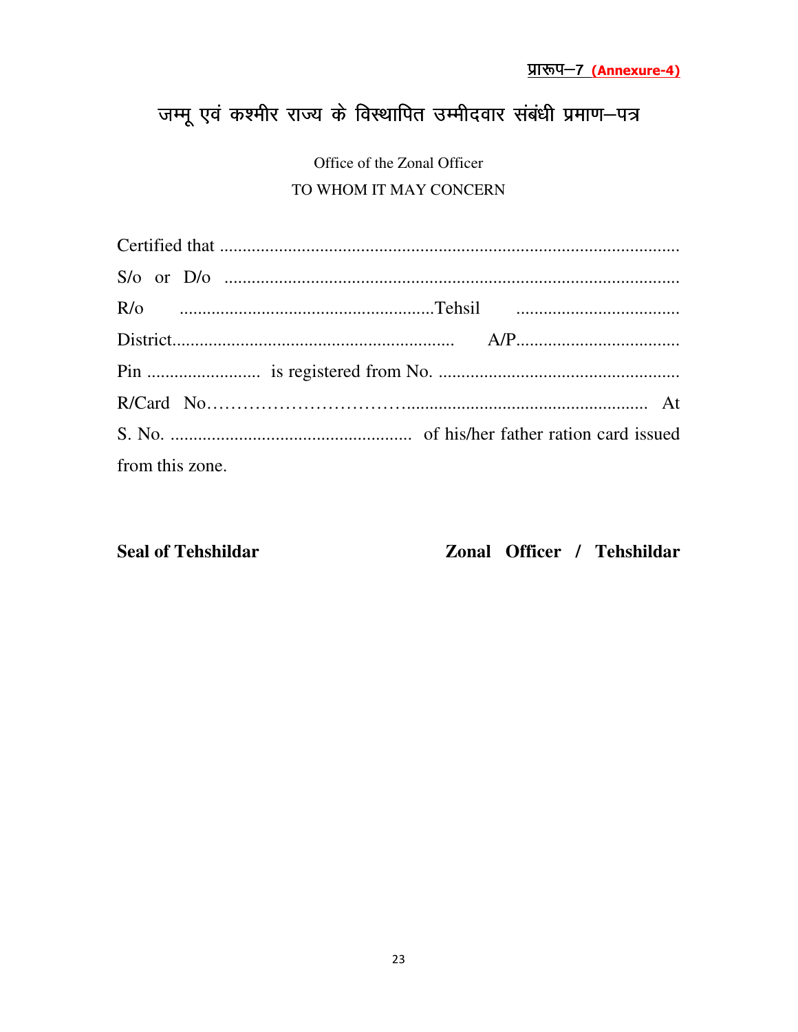प्रारूप–7 **(Annexure-4)**

# जम्मू एवं कश्मीर राज्य के विस्थापित उम्मीदवार संबंधी प्रमाण–पत्र

Office of the Zonal Officer

TO WHOM IT MAY CONCERN

Certified that ....................................................................................................

S/o or D/o ..................................................................................................

R/o ......................................................Tehsil ...................................

District............................................................. A/P...................................

Pin ......................... is registered from No. ....................................................

R/Card No…………………………….................................................... At

S. No. .................................................... of his/her father ration card issued from this zone.

**Seal of Tehshildar** **Zonal Officer / Tehshildar**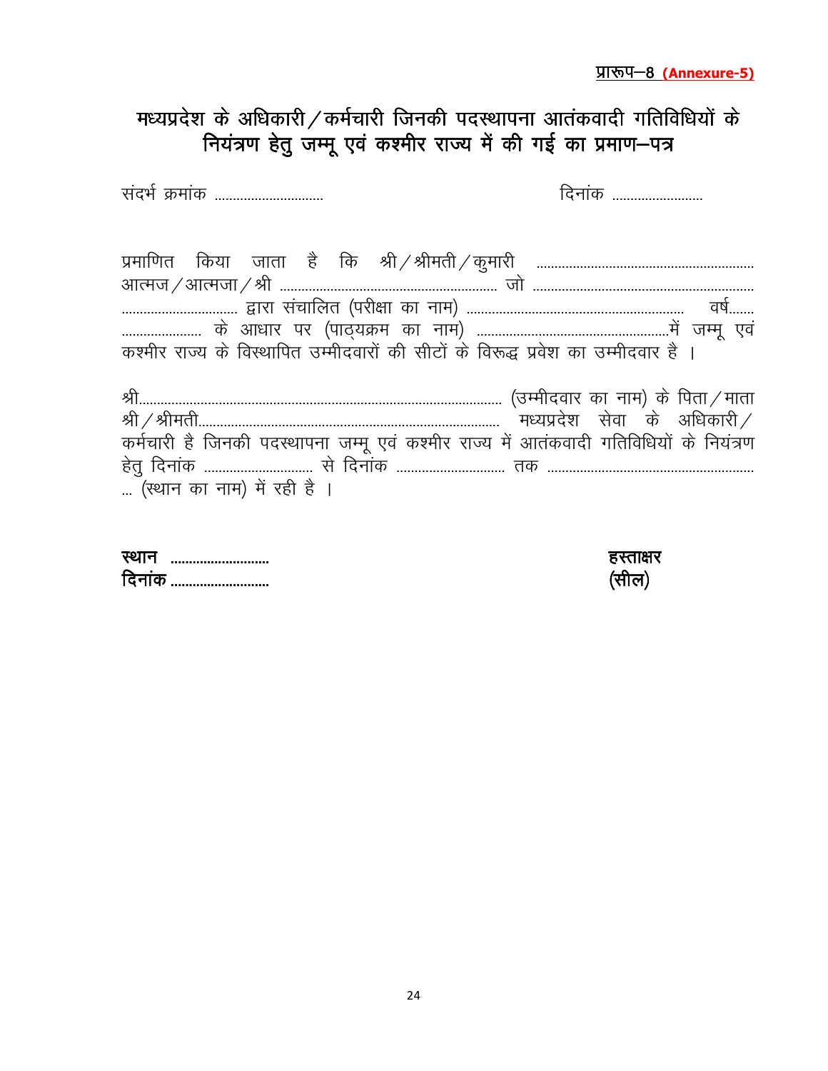प्रारूप–8 **(Annexure-5)**

# मध्यप्रदेश के अधिकारी/कर्मचारी जिनकी पदस्थापना आतंकवादी गतिविधियों के नियंत्रण हेतु जम्मू एवं कश्मीर राज्य में की गई का प्रमाण–पत्र

संदर्भ क्रमांक .............................                                        दिनांक ........................

प्रमाणित किया जाता है कि श्री/श्रीमती/कुमारी ........................................................... आत्मज/आत्मजा/श्री ........................................................... जो ........................................................... ............................... द्वारा संचालित (परीक्षा का नाम) ........................................................... वर्ष....... ...................... के आधार पर (पाठ्यक्रम का नाम) ....................................................में जम्मू एवं कश्मीर राज्य के विस्थापित उम्मीदवारों की सीटों के विरूद्ध प्रवेश का उम्मीदवार है ।

श्री.................................................................................................. (उम्मीदवार का नाम) के पिता/माता श्री/श्रीमती.................................................................................. मध्यप्रदेश सेवा के अधिकारी/कर्मचारी है जिनकी पदस्थापना जम्मू एवं कश्मीर राज्य में आतंकवादी गतिविधियों के नियंत्रण हेतु दिनांक .............................. से दिनांक ............................. तक ........................................................ ... (स्थान का नाम) में रही है ।

**स्थान** ..........................                                        **हस्ताक्षर**
**दिनांक** ..........................                                        **(सील)**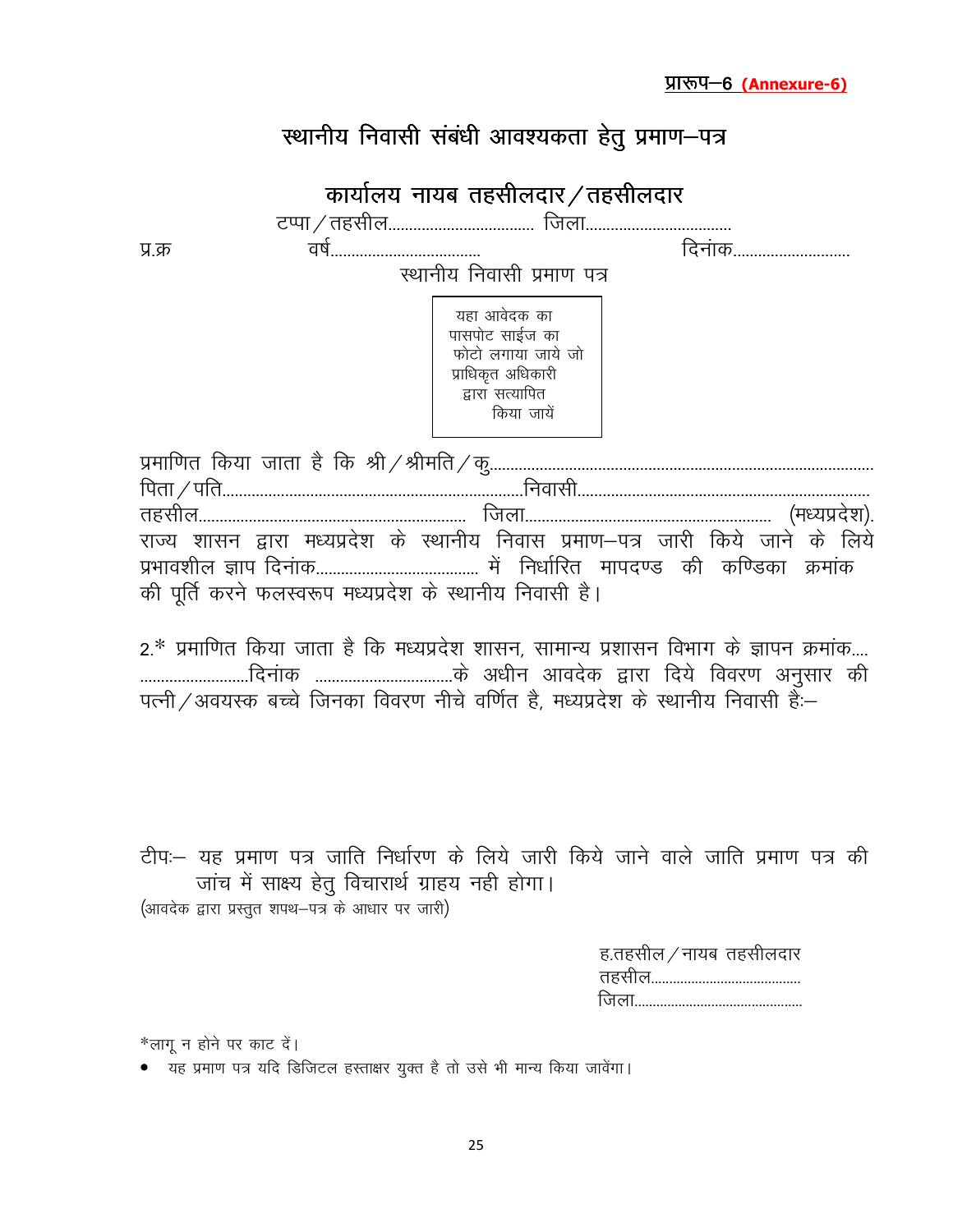**प्रारूप–6 (Annexure-6)**

# स्थानीय निवासी संबंधी आवश्यकता हेतु प्रमाण–पत्र

## कार्यालय नायब तहसीलदार/तहसीलदार

टप्पा/तहसील................................... जिला...................................

प्र.क्र वर्ष................................... दिनांक............................

स्थानीय निवासी प्रमाण पत्र

यहा आवेदक का पासपोट साईज का फोटो लगाया जाये जो प्राधिकृत अधिकारी द्वारा सत्यापित किया जायें

प्रमाणित किया जाता है कि श्री/श्रीमति/कु.................................................................................... पिता/पति.......................................................................निवासी...................................................................... तहसील.............................................................. जिला.......................................................... (मध्यप्रदेश). राज्य शासन द्वारा मध्यप्रदेश के स्थानीय निवास प्रमाण–पत्र जारी किये जाने के लिये प्रभावशील ज्ञाप दिनांक...................................... में निर्धारित मापदण्ड की कण्डिका क्रमांक की पूर्ति करने फलस्वरूप मध्यप्रदेश के स्थानीय निवासी है।

2.* प्रमाणित किया जाता है कि मध्यप्रदेश शासन, सामान्य प्रशासन विभाग के ज्ञापन क्रमांक.... ..........................दिनांक .................................के अधीन आवदेक द्वारा दिये विवरण अनुसार की पत्नी/अवयस्क बच्चे जिनका विवरण नीचे वर्णित है, मध्यप्रदेश के स्थानीय निवासी हैः–

टीपः– यह प्रमाण पत्र जाति निर्धारण के लिये जारी किये जाने वाले जाति प्रमाण पत्र की जांच में साक्ष्य हेतु विचारार्थ ग्राहय नही होगा।

(आवदेक द्वारा प्रस्तुत शपथ–पत्र के आधार पर जारी)

ह.तहसील/नायब तहसीलदार
तहसील........................................
जिला.............................................

*लागू न होने पर काट दें।

- यह प्रमाण पत्र यदि डिजिटल हस्ताक्षर युक्त है तो उसे भी मान्य किया जावेंगा।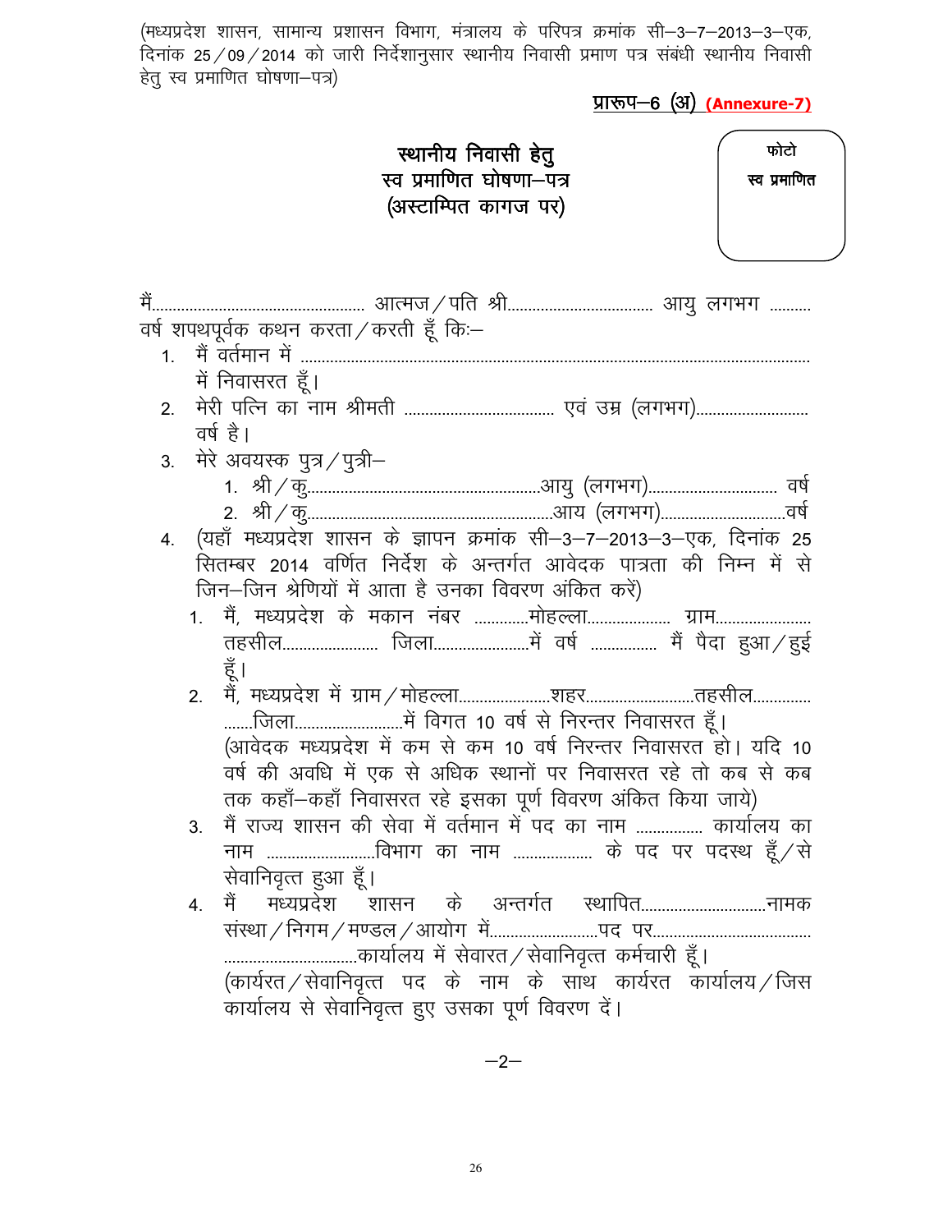(मध्यप्रदेश शासन, सामान्य प्रशासन विभाग, मंत्रालय के परिपत्र क्रमांक सी–3–7–2013–3–एक, दिनांक 25/09/2014 को जारी निर्देशानुसार स्थानीय निवासी प्रमाण पत्र संबंधी स्थानीय निवासी हेतु स्व प्रमाणित घोषणा–पत्र)

**प्रारूप–6 (अ) (Annexure-7)**

## स्थानीय निवासी हेतु
## स्व प्रमाणित घोषणा–पत्र
## (अस्टाम्पित कागज पर)

फोटो
स्व प्रमाणित

मैं.................................................. आत्मज/पति श्री.................................. आयु लगभग .......... वर्ष शपथपूर्वक कथन करता/करती हूँ कि:–

1. मैं वर्तमान में ........................................................................................................ में निवासरत हूँ।
2. मेरी पत्नि का नाम श्रीमती .................................... एवं उम्र (लगभग)........................... वर्ष है।
3. मेरे अवयस्क पुत्र/पुत्री–
   1. श्री/कु.......................................................आयु (लगभग).............................. वर्ष
   2. श्री/कु.........................................................आय (लगभग).............................वर्ष
4. (यहाँ मध्यप्रदेश शासन के ज्ञापन क्रमांक सी–3–7–2013–3–एक, दिनांक 25 सितम्बर 2014 वर्णित निर्देश के अन्तर्गत आवेदक पात्रता की निम्न में से जिन–जिन श्रेणियों में आता है उनका विवरण अंकित करें)
   1. मैं, मध्यप्रदेश के मकान नंबर ............मोहल्ला.................... ग्राम...................... तहसील...................... जिला......................में वर्ष ............... मैं पैदा हुआ/हुई हूँ।
   2. मैं, मध्यप्रदेश में ग्राम/मोहल्ला.....................शहर.........................तहसील............. .......जिला.........................में विगत 10 वर्ष से निरन्तर निवासरत हूँ। (आवेदक मध्यप्रदेश में कम से कम 10 वर्ष निरन्तर निवासरत हो। यदि 10 वर्ष की अवधि में एक से अधिक स्थानों पर निवासरत रहे तो कब से कब तक कहाँ–कहाँ निवासरत रहे इसका पूर्ण विवरण अंकित किया जाये)
   3. मैं राज्य शासन की सेवा में वर्तमान में पद का नाम ................ कार्यालय का नाम .........................विभाग का नाम .................. के पद पर पदस्थ हूँ/से सेवानिवृत्त हुआ हूँ।
   4. मैं मध्यप्रदेश शासन के अन्तर्गत स्थापित.............................नामक संस्था/निगम/मण्डल/आयोग में.........................पद पर...................................... ...............................कार्यालय में सेवारत/सेवानिवृत्त कर्मचारी हूँ। (कार्यरत/सेवानिवृत्त पद के नाम के साथ कार्यरत कार्यालय/जिस कार्यालय से सेवानिवृत्त हुए उसका पूर्ण विवरण दें।

–2–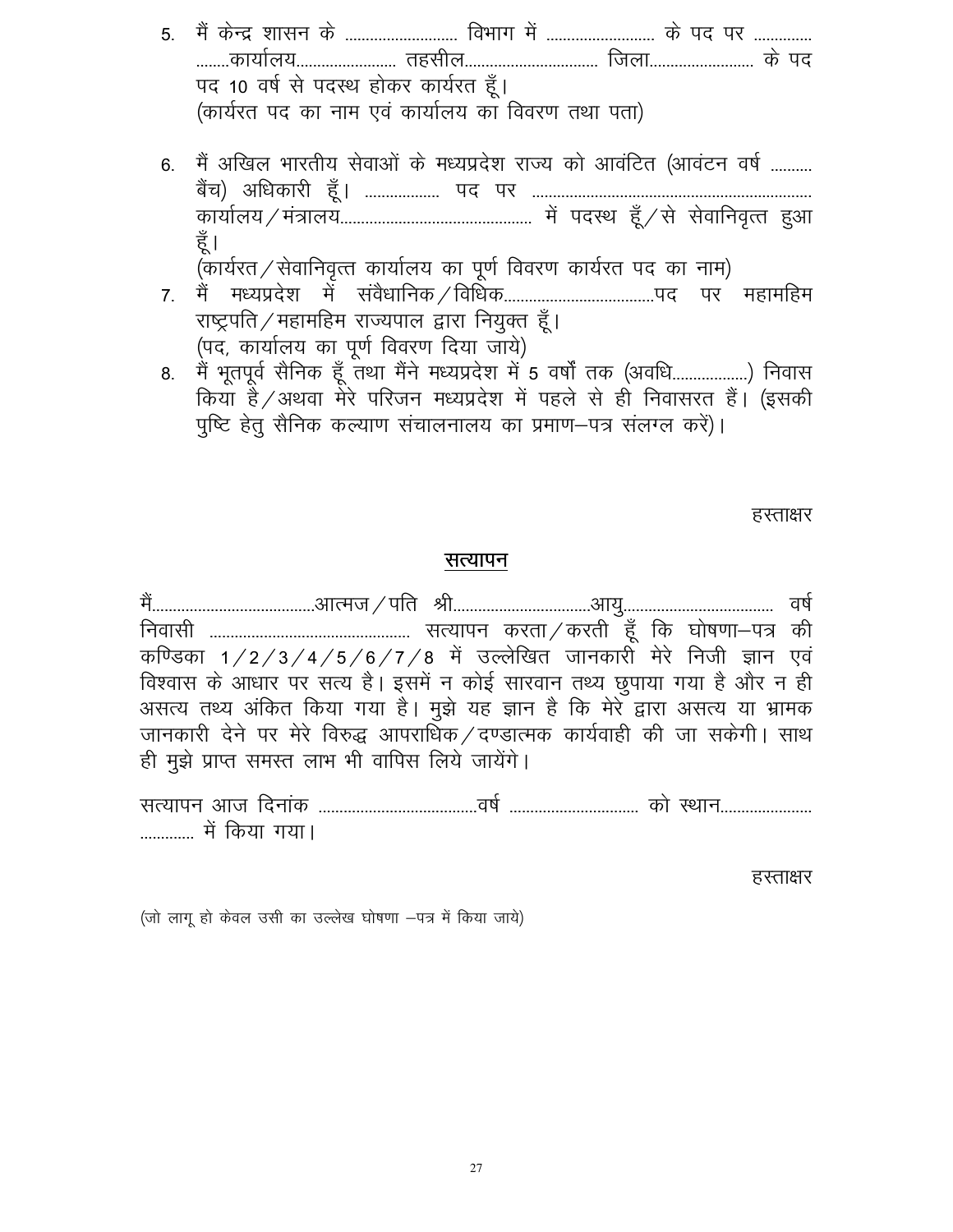5. मैं केन्द्र शासन के .......................... विभाग में .......................... के पद पर ............. ........कार्यालय........................ तहसील................................ जिला......................... के पद पद 10 वर्ष से पदस्थ होकर कार्यरत हूँ।
   (कार्यरत पद का नाम एवं कार्यालय का विवरण तथा पता)

6. मैं अखिल भारतीय सेवाओं के मध्यप्रदेश राज्य को आवंटित (आवंटन वर्ष .......... बैंच) अधिकारी हूँ। ................. पद पर .................................................................. कार्यालय / मंत्रालय............................................. में पदस्थ हूँ / से सेवानिवृत्त हुआ हूँ।
   (कार्यरत / सेवानिवृत्त कार्यालय का पूर्ण विवरण कार्यरत पद का नाम)
7. मैं मध्यप्रदेश में संवैधानिक / विधिक...................................पद पर महामहिम राष्ट्रपति / महामहिम राज्यपाल द्वारा नियुक्त हूँ।
   (पद, कार्यालय का पूर्ण विवरण दिया जाये)
8. मैं भूतपूर्व सैनिक हूँ तथा मैंने मध्यप्रदेश में 5 वर्षों तक (अवधि.................) निवास किया है / अथवा मेरे परिजन मध्यप्रदेश में पहले से ही निवासरत हैं। (इसकी पुष्टि हेतु सैनिक कल्याण संचालनालय का प्रमाण–पत्र संलग्न करें)।

हस्ताक्षर

## सत्यापन

मैं......................................आत्मज / पति श्री................................आयु................................... वर्ष निवासी ............................................... सत्यापन करता / करती हूँ कि घोषणा–पत्र की कण्डिका 1 / 2 / 3 / 4 / 5 / 6 / 7 / 8 में उल्लेखित जानकारी मेरे निजी ज्ञान एवं विश्वास के आधार पर सत्य है। इसमें न कोई सारवान तथ्य छुपाया गया है और न ही असत्य तथ्य अंकित किया गया है। मुझे यह ज्ञान है कि मेरे द्वारा असत्य या भ्रामक जानकारी देने पर मेरे विरुद्ध आपराधिक / दण्डात्मक कार्यवाही की जा सकेगी। साथ ही मुझे प्राप्त समस्त लाभ भी वापिस लिये जायेंगे।

सत्यापन आज दिनांक ......................................वर्ष .............................. को स्थान..................... ............ में किया गया।

हस्ताक्षर

(जो लागू हो केवल उसी का उल्लेख घोषणा –पत्र में किया जाये)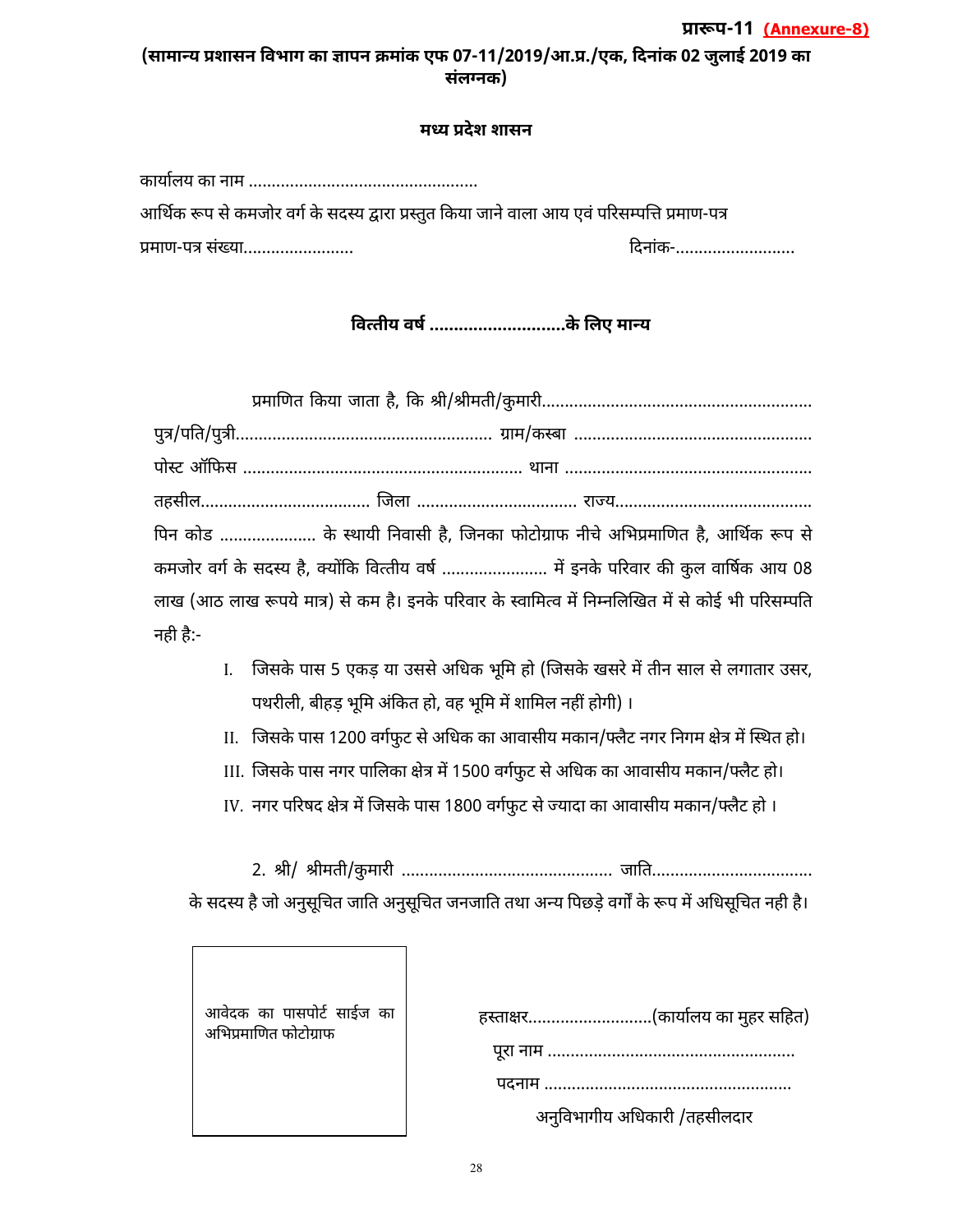**प्रारूप-11 (Annexure-8)**

**(सामान्य प्रशासन विभाग का ज्ञापन क्रमांक एफ 07-11/2019/आ.प्र./एक, दिनांक 02 जुलाई 2019 का संलग्नक)**

**मध्य प्रदेश शासन**

कार्यालय का नाम ..................................................

आर्थिक रूप से कमजोर वर्ग के सदस्य द्वारा प्रस्तुत किया जाने वाला आय एवं परिसम्पत्ति प्रमाण-पत्र

प्रमाण-पत्र संख्या........................ दिनांक-..........................

**वित्तीय वर्ष ............................के लिए मान्य**

प्रमाणित किया जाता है, कि श्री/श्रीमती/कुमारी.......................................................... पुत्र/पति/पुत्री....................................................... ग्राम/कस्बा .................................................. पोस्ट ऑफिस ............................................................ थाना .................................................... तहसील.................................... जिला .................................. राज्य........................................... पिन कोड ..................... के स्थायी निवासी है, जिनका फोटोग्राफ नीचे अभिप्रमाणित है, आर्थिक रूप से कमजोर वर्ग के सदस्य है, क्योंकि वित्तीय वर्ष ....................... में इनके परिवार की कुल वार्षिक आय 08 लाख (आठ लाख रूपये मात्र) से कम है। इनके परिवार के स्वामित्व में निम्नलिखित में से कोई भी परिसम्पति नही है:-

I. जिसके पास 5 एकड़ या उससे अधिक भूमि हो (जिसके खसरे में तीन साल से लगातार उसर, पथरीली, बीहड़ भूमि अंकित हो, वह भूमि में शामिल नहीं होगी) ।
II. जिसके पास 1200 वर्गफुट से अधिक का आवासीय मकान/फ्लैट नगर निगम क्षेत्र में स्थित हो।
III. जिसके पास नगर पालिका क्षेत्र में 1500 वर्गफुट से अधिक का आवासीय मकान/फ्लैट हो।
IV. नगर परिषद क्षेत्र में जिसके पास 1800 वर्गफुट से ज्यादा का आवासीय मकान/फ्लैट हो ।

2. श्री/ श्रीमती/कुमारी ............................................. जाति.................................. के सदस्य है जो अनुसूचित जाति अनुसूचित जनजाति तथा अन्य पिछड़े वर्गों के रूप में अधिसूचित नही है।

आवेदक का पासपोर्ट साईज का अभिप्रमाणित फोटोग्राफ

हस्ताक्षर...........................(कार्यालय का मुहर सहित)

पूरा नाम .....................................................

पदनाम .....................................................

अनुविभागीय अधिकारी /तहसीलदार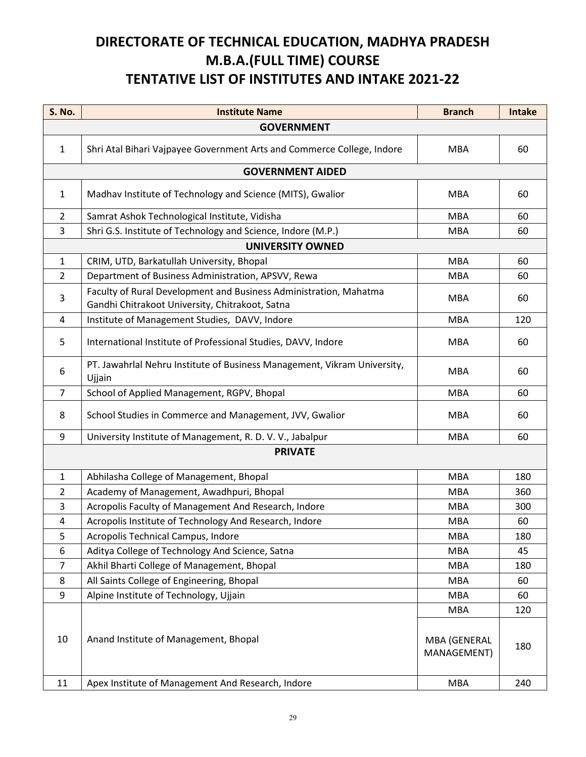# DIRECTORATE OF TECHNICAL EDUCATION, MADHYA PRADESH
# M.B.A.(FULL TIME) COURSE
# TENTATIVE LIST OF INSTITUTES AND INTAKE 2021-22

| S. No. | Institute Name | Branch | Intake |
|---|---|---|---|
| **GOVERNMENT** | | | |
| 1 | Shri Atal Bihari Vajpayee Government Arts and Commerce College, Indore | MBA | 60 |
| **GOVERNMENT AIDED** | | | |
| 1 | Madhav Institute of Technology and Science (MITS), Gwalior | MBA | 60 |
| 2 | Samrat Ashok Technological Institute, Vidisha | MBA | 60 |
| 3 | Shri G.S. Institute of Technology and Science, Indore (M.P.) | MBA | 60 |
| **UNIVERSITY OWNED** | | | |
| 1 | CRIM, UTD, Barkatullah University, Bhopal | MBA | 60 |
| 2 | Department of Business Administration, APSVV, Rewa | MBA | 60 |
| 3 | Faculty of Rural Development and Business Administration, Mahatma Gandhi Chitrakoot University, Chitrakoot, Satna | MBA | 60 |
| 4 | Institute of Management Studies, DAVV, Indore | MBA | 120 |
| 5 | International Institute of Professional Studies, DAVV, Indore | MBA | 60 |
| 6 | PT. Jawahrlal Nehru Institute of Business Management, Vikram University, Ujjain | MBA | 60 |
| 7 | School of Applied Management, RGPV, Bhopal | MBA | 60 |
| 8 | School Studies in Commerce and Management, JVV, Gwalior | MBA | 60 |
| 9 | University Institute of Management, R. D. V. V., Jabalpur | MBA | 60 |
| **PRIVATE** | | | |
| 1 | Abhilasha College of Management, Bhopal | MBA | 180 |
| 2 | Academy of Management, Awadhpuri, Bhopal | MBA | 360 |
| 3 | Acropolis Faculty of Management And Research, Indore | MBA | 300 |
| 4 | Acropolis Institute of Technology And Research, Indore | MBA | 60 |
| 5 | Acropolis Technical Campus, Indore | MBA | 180 |
| 6 | Aditya College of Technology And Science, Satna | MBA | 45 |
| 7 | Akhil Bharti College of Management, Bhopal | MBA | 180 |
| 8 | All Saints College of Engineering, Bhopal | MBA | 60 |
| 9 | Alpine Institute of Technology, Ujjain | MBA | 60 |
| 10 | Anand Institute of Management, Bhopal | MBA | 120 |
| | | MBA (GENERAL MANAGEMENT) | 180 |
| 11 | Apex Institute of Management And Research, Indore | MBA | 240 |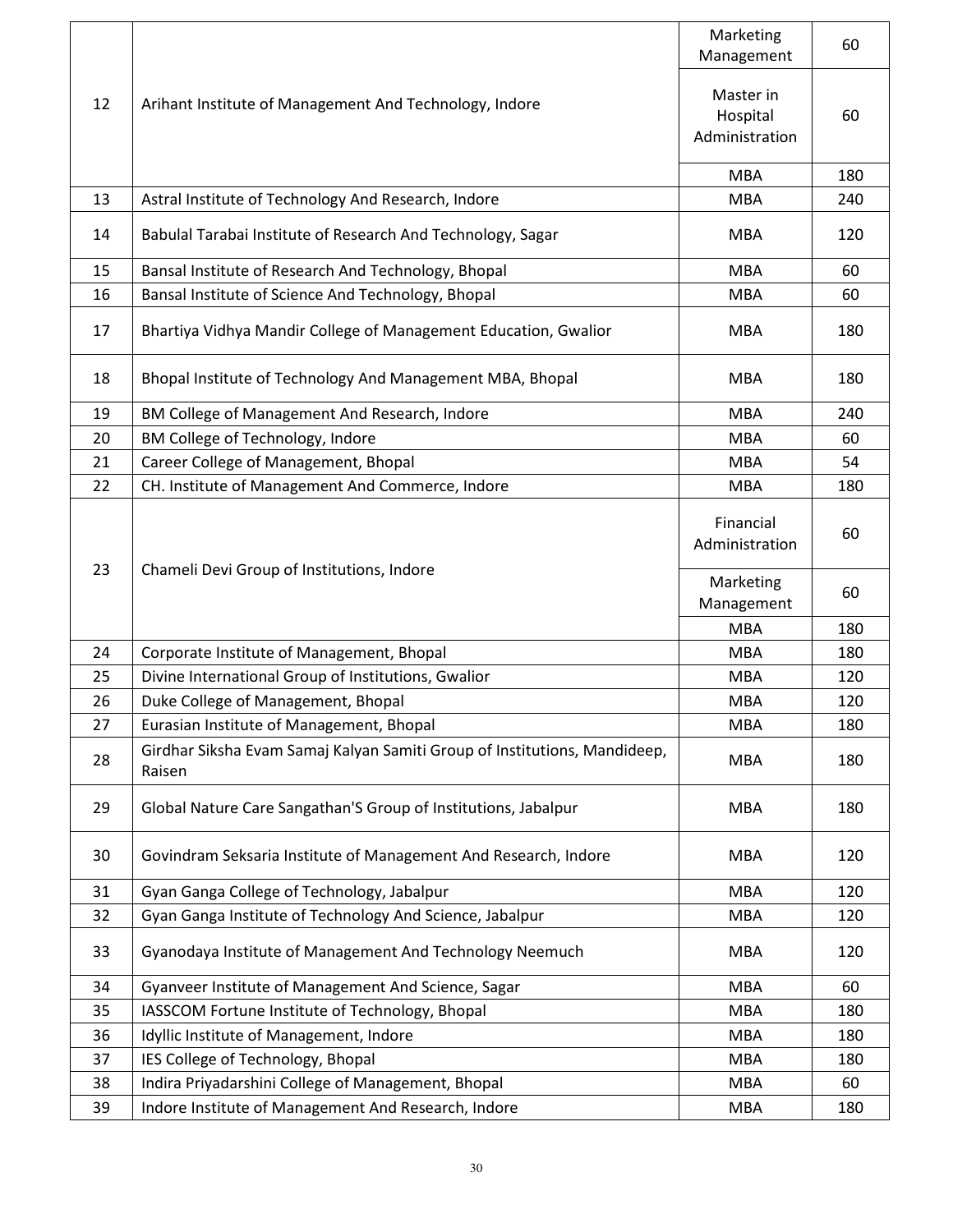| | | | |
|---|---|---|---|
| 12 | Arihant Institute of Management And Technology, Indore | Marketing Management | 60 |
| | | Master in Hospital Administration | 60 |
| | | MBA | 180 |
| 13 | Astral Institute of Technology And Research, Indore | MBA | 240 |
| 14 | Babulal Tarabai Institute of Research And Technology, Sagar | MBA | 120 |
| 15 | Bansal Institute of Research And Technology, Bhopal | MBA | 60 |
| 16 | Bansal Institute of Science And Technology, Bhopal | MBA | 60 |
| 17 | Bhartiya Vidhya Mandir College of Management Education, Gwalior | MBA | 180 |
| 18 | Bhopal Institute of Technology And Management MBA, Bhopal | MBA | 180 |
| 19 | BM College of Management And Research, Indore | MBA | 240 |
| 20 | BM College of Technology, Indore | MBA | 60 |
| 21 | Career College of Management, Bhopal | MBA | 54 |
| 22 | CH. Institute of Management And Commerce, Indore | MBA | 180 |
| 23 | Chameli Devi Group of Institutions, Indore | Financial Administration | 60 |
| | | Marketing Management | 60 |
| | | MBA | 180 |
| 24 | Corporate Institute of Management, Bhopal | MBA | 180 |
| 25 | Divine International Group of Institutions, Gwalior | MBA | 120 |
| 26 | Duke College of Management, Bhopal | MBA | 120 |
| 27 | Eurasian Institute of Management, Bhopal | MBA | 180 |
| 28 | Girdhar Siksha Evam Samaj Kalyan Samiti Group of Institutions, Mandideep, Raisen | MBA | 180 |
| 29 | Global Nature Care Sangathan'S Group of Institutions, Jabalpur | MBA | 180 |
| 30 | Govindram Seksaria Institute of Management And Research, Indore | MBA | 120 |
| 31 | Gyan Ganga College of Technology, Jabalpur | MBA | 120 |
| 32 | Gyan Ganga Institute of Technology And Science, Jabalpur | MBA | 120 |
| 33 | Gyanodaya Institute of Management And Technology Neemuch | MBA | 120 |
| 34 | Gyanveer Institute of Management And Science, Sagar | MBA | 60 |
| 35 | IASSCOM Fortune Institute of Technology, Bhopal | MBA | 180 |
| 36 | Idyllic Institute of Management, Indore | MBA | 180 |
| 37 | IES College of Technology, Bhopal | MBA | 180 |
| 38 | Indira Priyadarshini College of Management, Bhopal | MBA | 60 |
| 39 | Indore Institute of Management And Research, Indore | MBA | 180 |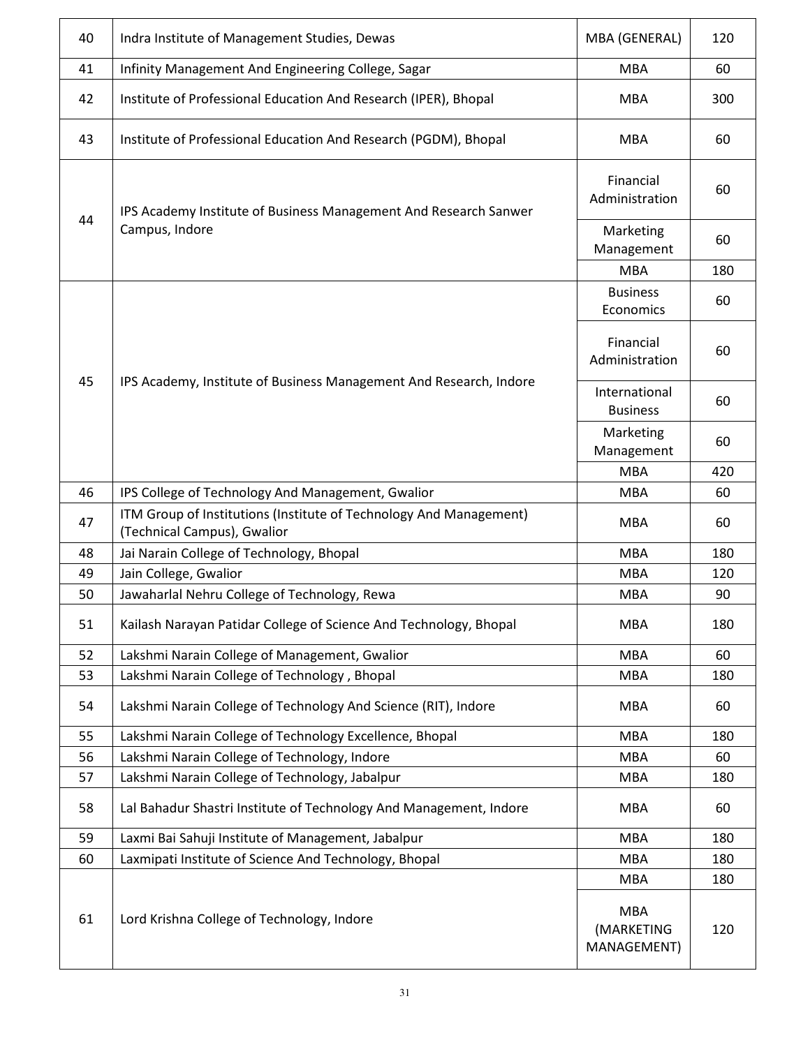| 40 | Indra Institute of Management Studies, Dewas | MBA (GENERAL) | 120 |
|---|---|---|---|
| 41 | Infinity Management And Engineering College, Sagar | MBA | 60 |
| 42 | Institute of Professional Education And Research (IPER), Bhopal | MBA | 300 |
| 43 | Institute of Professional Education And Research (PGDM), Bhopal | MBA | 60 |
| 44 | IPS Academy Institute of Business Management And Research Sanwer Campus, Indore | Financial Administration | 60 |
| | | Marketing Management | 60 |
| | | MBA | 180 |
| 45 | IPS Academy, Institute of Business Management And Research, Indore | Business Economics | 60 |
| | | Financial Administration | 60 |
| | | International Business | 60 |
| | | Marketing Management | 60 |
| | | MBA | 420 |
| 46 | IPS College of Technology And Management, Gwalior | MBA | 60 |
| 47 | ITM Group of Institutions (Institute of Technology And Management) (Technical Campus), Gwalior | MBA | 60 |
| 48 | Jai Narain College of Technology, Bhopal | MBA | 180 |
| 49 | Jain College, Gwalior | MBA | 120 |
| 50 | Jawaharlal Nehru College of Technology, Rewa | MBA | 90 |
| 51 | Kailash Narayan Patidar College of Science And Technology, Bhopal | MBA | 180 |
| 52 | Lakshmi Narain College of Management, Gwalior | MBA | 60 |
| 53 | Lakshmi Narain College of Technology , Bhopal | MBA | 180 |
| 54 | Lakshmi Narain College of Technology And Science (RIT), Indore | MBA | 60 |
| 55 | Lakshmi Narain College of Technology Excellence, Bhopal | MBA | 180 |
| 56 | Lakshmi Narain College of Technology, Indore | MBA | 60 |
| 57 | Lakshmi Narain College of Technology, Jabalpur | MBA | 180 |
| 58 | Lal Bahadur Shastri Institute of Technology And Management, Indore | MBA | 60 |
| 59 | Laxmi Bai Sahuji Institute of Management, Jabalpur | MBA | 180 |
| 60 | Laxmipati Institute of Science And Technology, Bhopal | MBA | 180 |
| 61 | Lord Krishna College of Technology, Indore | MBA | 180 |
| | | MBA (MARKETING MANAGEMENT) | 120 |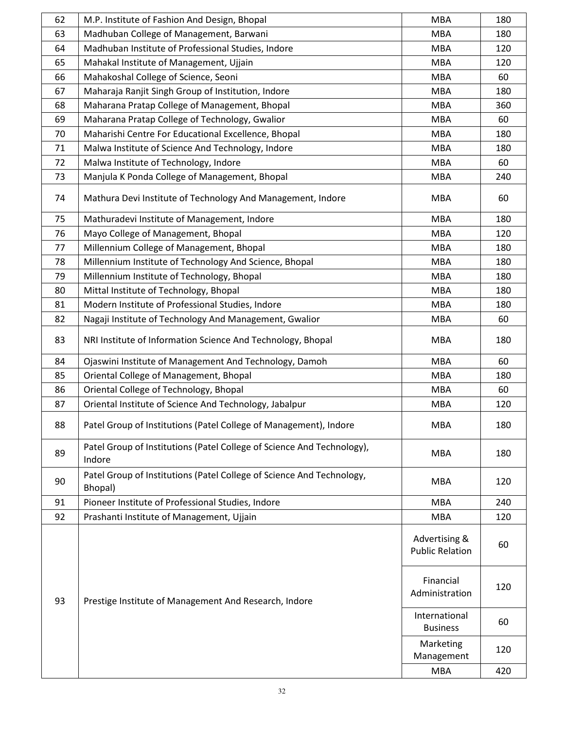| 62 | M.P. Institute of Fashion And Design, Bhopal | MBA | 180 |
|---|---|---|---|
| 63 | Madhuban College of Management, Barwani | MBA | 180 |
| 64 | Madhuban Institute of Professional Studies, Indore | MBA | 120 |
| 65 | Mahakal Institute of Management, Ujjain | MBA | 120 |
| 66 | Mahakoshal College of Science, Seoni | MBA | 60 |
| 67 | Maharaja Ranjit Singh Group of Institution, Indore | MBA | 180 |
| 68 | Maharana Pratap College of Management, Bhopal | MBA | 360 |
| 69 | Maharana Pratap College of Technology, Gwalior | MBA | 60 |
| 70 | Maharishi Centre For Educational Excellence, Bhopal | MBA | 180 |
| 71 | Malwa Institute of Science And Technology, Indore | MBA | 180 |
| 72 | Malwa Institute of Technology, Indore | MBA | 60 |
| 73 | Manjula K Ponda College of Management, Bhopal | MBA | 240 |
| 74 | Mathura Devi Institute of Technology And Management, Indore | MBA | 60 |
| 75 | Mathuradevi Institute of Management, Indore | MBA | 180 |
| 76 | Mayo College of Management, Bhopal | MBA | 120 |
| 77 | Millennium College of Management, Bhopal | MBA | 180 |
| 78 | Millennium Institute of Technology And Science, Bhopal | MBA | 180 |
| 79 | Millennium Institute of Technology, Bhopal | MBA | 180 |
| 80 | Mittal Institute of Technology, Bhopal | MBA | 180 |
| 81 | Modern Institute of Professional Studies, Indore | MBA | 180 |
| 82 | Nagaji Institute of Technology And Management, Gwalior | MBA | 60 |
| 83 | NRI Institute of Information Science And Technology, Bhopal | MBA | 180 |
| 84 | Ojaswini Institute of Management And Technology, Damoh | MBA | 60 |
| 85 | Oriental College of Management, Bhopal | MBA | 180 |
| 86 | Oriental College of Technology, Bhopal | MBA | 60 |
| 87 | Oriental Institute of Science And Technology, Jabalpur | MBA | 120 |
| 88 | Patel Group of Institutions (Patel College of Management), Indore | MBA | 180 |
| 89 | Patel Group of Institutions (Patel College of Science And Technology), Indore | MBA | 180 |
| 90 | Patel Group of Institutions (Patel College of Science And Technology, Bhopal) | MBA | 120 |
| 91 | Pioneer Institute of Professional Studies, Indore | MBA | 240 |
| 92 | Prashanti Institute of Management, Ujjain | MBA | 120 |
| 93 | Prestige Institute of Management And Research, Indore | Advertising & Public Relation | 60 |
| | | Financial Administration | 120 |
| | | International Business | 60 |
| | | Marketing Management | 120 |
| | | MBA | 420 |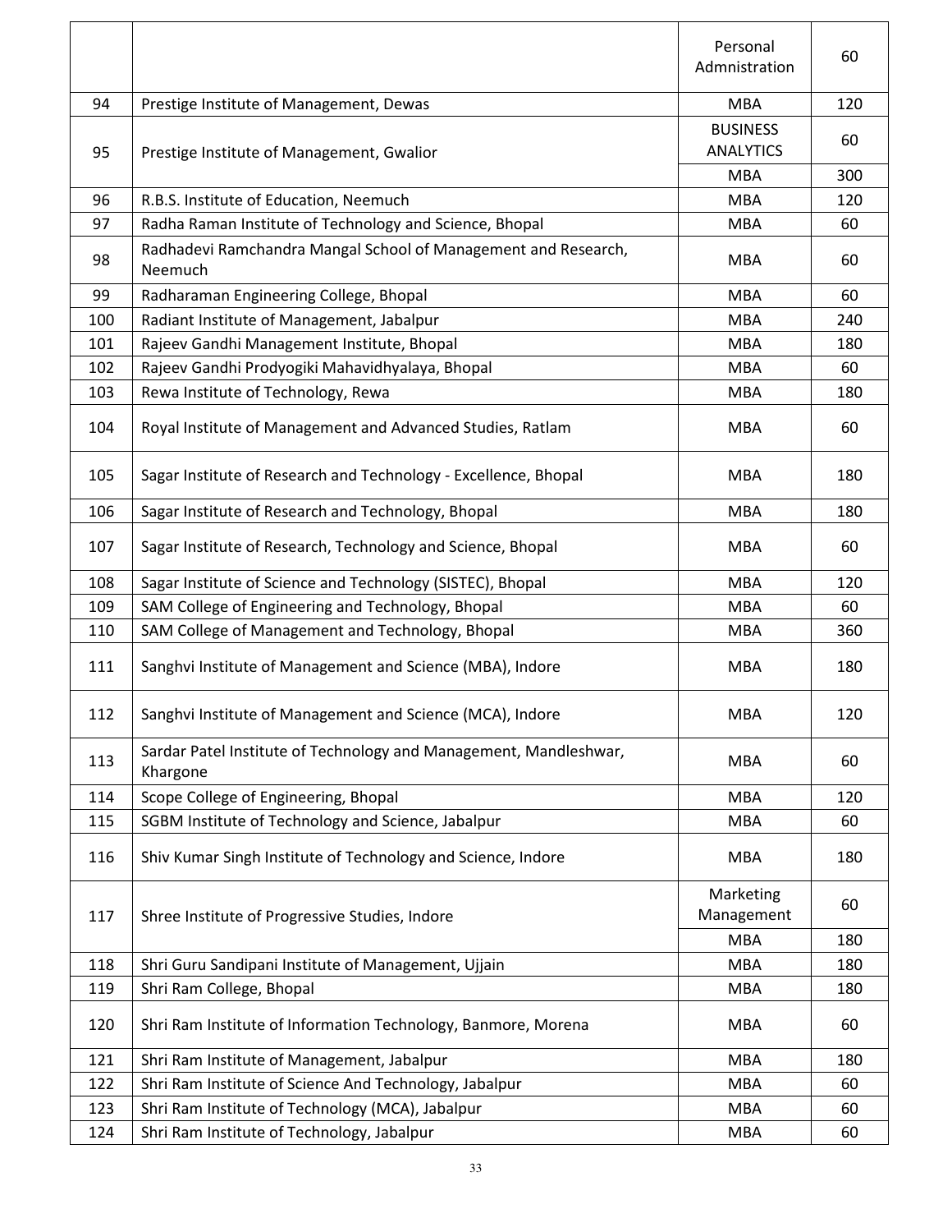| | | | |
|---|---|---|---|
| | | Personal Admnistration | 60 |
| 94 | Prestige Institute of Management, Dewas | MBA | 120 |
| 95 | Prestige Institute of Management, Gwalior | BUSINESS ANALYTICS | 60 |
| | | MBA | 300 |
| 96 | R.B.S. Institute of Education, Neemuch | MBA | 120 |
| 97 | Radha Raman Institute of Technology and Science, Bhopal | MBA | 60 |
| 98 | Radhadevi Ramchandra Mangal School of Management and Research, Neemuch | MBA | 60 |
| 99 | Radharaman Engineering College, Bhopal | MBA | 60 |
| 100 | Radiant Institute of Management, Jabalpur | MBA | 240 |
| 101 | Rajeev Gandhi Management Institute, Bhopal | MBA | 180 |
| 102 | Rajeev Gandhi Prodyogiki Mahavidhyalaya, Bhopal | MBA | 60 |
| 103 | Rewa Institute of Technology, Rewa | MBA | 180 |
| 104 | Royal Institute of Management and Advanced Studies, Ratlam | MBA | 60 |
| 105 | Sagar Institute of Research and Technology - Excellence, Bhopal | MBA | 180 |
| 106 | Sagar Institute of Research and Technology, Bhopal | MBA | 180 |
| 107 | Sagar Institute of Research, Technology and Science, Bhopal | MBA | 60 |
| 108 | Sagar Institute of Science and Technology (SISTEC), Bhopal | MBA | 120 |
| 109 | SAM College of Engineering and Technology, Bhopal | MBA | 60 |
| 110 | SAM College of Management and Technology, Bhopal | MBA | 360 |
| 111 | Sanghvi Institute of Management and Science (MBA), Indore | MBA | 180 |
| 112 | Sanghvi Institute of Management and Science (MCA), Indore | MBA | 120 |
| 113 | Sardar Patel Institute of Technology and Management, Mandleshwar, Khargone | MBA | 60 |
| 114 | Scope College of Engineering, Bhopal | MBA | 120 |
| 115 | SGBM Institute of Technology and Science, Jabalpur | MBA | 60 |
| 116 | Shiv Kumar Singh Institute of Technology and Science, Indore | MBA | 180 |
| 117 | Shree Institute of Progressive Studies, Indore | Marketing Management | 60 |
| | | MBA | 180 |
| 118 | Shri Guru Sandipani Institute of Management, Ujjain | MBA | 180 |
| 119 | Shri Ram College, Bhopal | MBA | 180 |
| 120 | Shri Ram Institute of Information Technology, Banmore, Morena | MBA | 60 |
| 121 | Shri Ram Institute of Management, Jabalpur | MBA | 180 |
| 122 | Shri Ram Institute of Science And Technology, Jabalpur | MBA | 60 |
| 123 | Shri Ram Institute of Technology (MCA), Jabalpur | MBA | 60 |
| 124 | Shri Ram Institute of Technology, Jabalpur | MBA | 60 |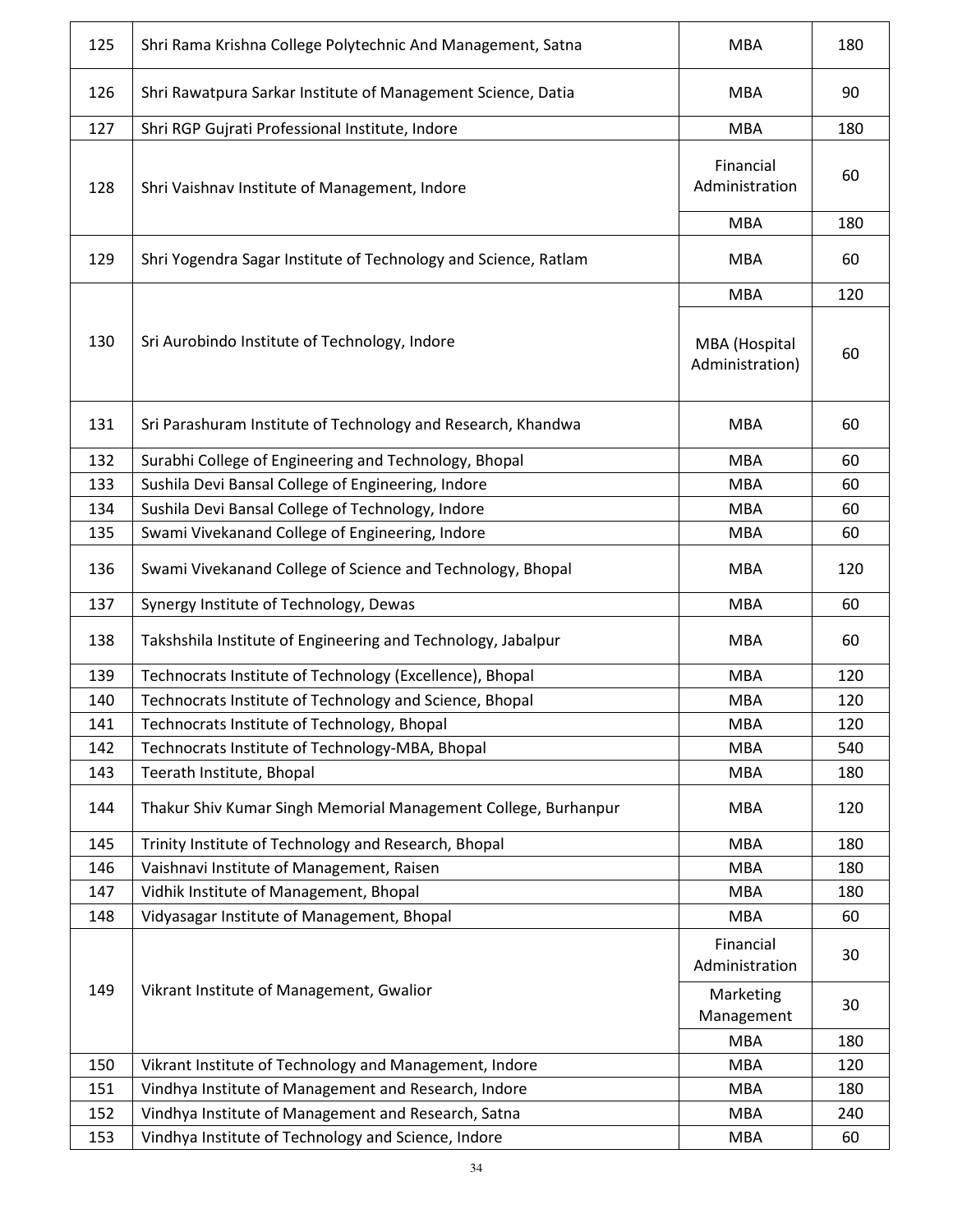| 125 | Shri Rama Krishna College Polytechnic And Management, Satna | MBA | 180 |
|---|---|---|---|
| 126 | Shri Rawatpura Sarkar Institute of Management Science, Datia | MBA | 90 |
| 127 | Shri RGP Gujrati Professional Institute, Indore | MBA | 180 |
| 128 | Shri Vaishnav Institute of Management, Indore | Financial Administration | 60 |
| | | MBA | 180 |
| 129 | Shri Yogendra Sagar Institute of Technology and Science, Ratlam | MBA | 60 |
| 130 | Sri Aurobindo Institute of Technology, Indore | MBA | 120 |
| | | MBA (Hospital Administration) | 60 |
| 131 | Sri Parashuram Institute of Technology and Research, Khandwa | MBA | 60 |
| 132 | Surabhi College of Engineering and Technology, Bhopal | MBA | 60 |
| 133 | Sushila Devi Bansal College of Engineering, Indore | MBA | 60 |
| 134 | Sushila Devi Bansal College of Technology, Indore | MBA | 60 |
| 135 | Swami Vivekanand College of Engineering, Indore | MBA | 60 |
| 136 | Swami Vivekanand College of Science and Technology, Bhopal | MBA | 120 |
| 137 | Synergy Institute of Technology, Dewas | MBA | 60 |
| 138 | Takshshila Institute of Engineering and Technology, Jabalpur | MBA | 60 |
| 139 | Technocrats Institute of Technology (Excellence), Bhopal | MBA | 120 |
| 140 | Technocrats Institute of Technology and Science, Bhopal | MBA | 120 |
| 141 | Technocrats Institute of Technology, Bhopal | MBA | 120 |
| 142 | Technocrats Institute of Technology-MBA, Bhopal | MBA | 540 |
| 143 | Teerath Institute, Bhopal | MBA | 180 |
| 144 | Thakur Shiv Kumar Singh Memorial Management College, Burhanpur | MBA | 120 |
| 145 | Trinity Institute of Technology and Research, Bhopal | MBA | 180 |
| 146 | Vaishnavi Institute of Management, Raisen | MBA | 180 |
| 147 | Vidhik Institute of Management, Bhopal | MBA | 180 |
| 148 | Vidyasagar Institute of Management, Bhopal | MBA | 60 |
| 149 | Vikrant Institute of Management, Gwalior | Financial Administration | 30 |
| | | Marketing Management | 30 |
| | | MBA | 180 |
| 150 | Vikrant Institute of Technology and Management, Indore | MBA | 120 |
| 151 | Vindhya Institute of Management and Research, Indore | MBA | 180 |
| 152 | Vindhya Institute of Management and Research, Satna | MBA | 240 |
| 153 | Vindhya Institute of Technology and Science, Indore | MBA | 60 |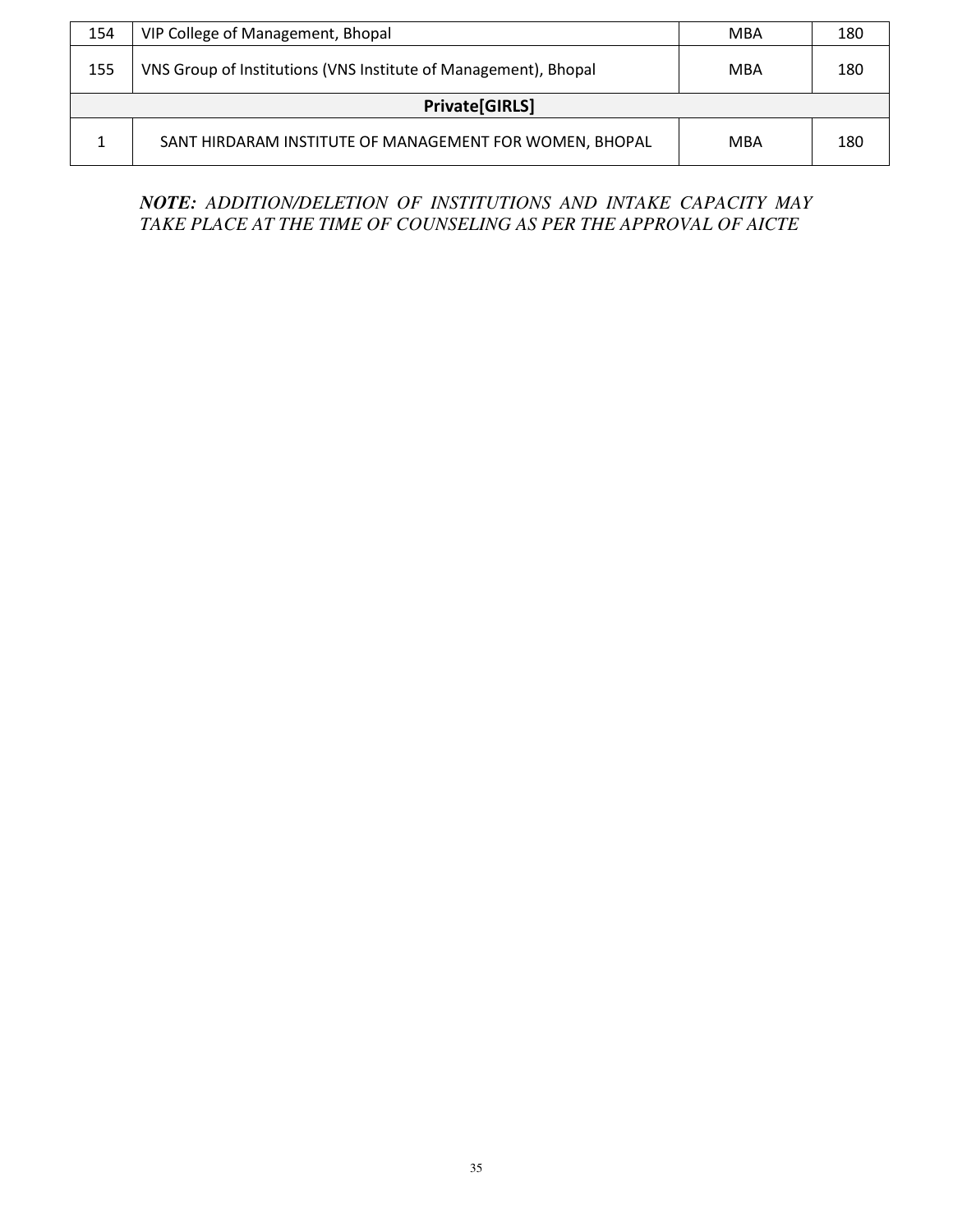| | | | |
|---|---|---|---|
| 154 | VIP College of Management, Bhopal | MBA | 180 |
| 155 | VNS Group of Institutions (VNS Institute of Management), Bhopal | MBA | 180 |
| **Private[GIRLS]** | | | |
| 1 | SANT HIRDARAM INSTITUTE OF MANAGEMENT FOR WOMEN, BHOPAL | MBA | 180 |

***NOTE:*** *ADDITION/DELETION OF INSTITUTIONS AND INTAKE CAPACITY MAY TAKE PLACE AT THE TIME OF COUNSELING AS PER THE APPROVAL OF AICTE*